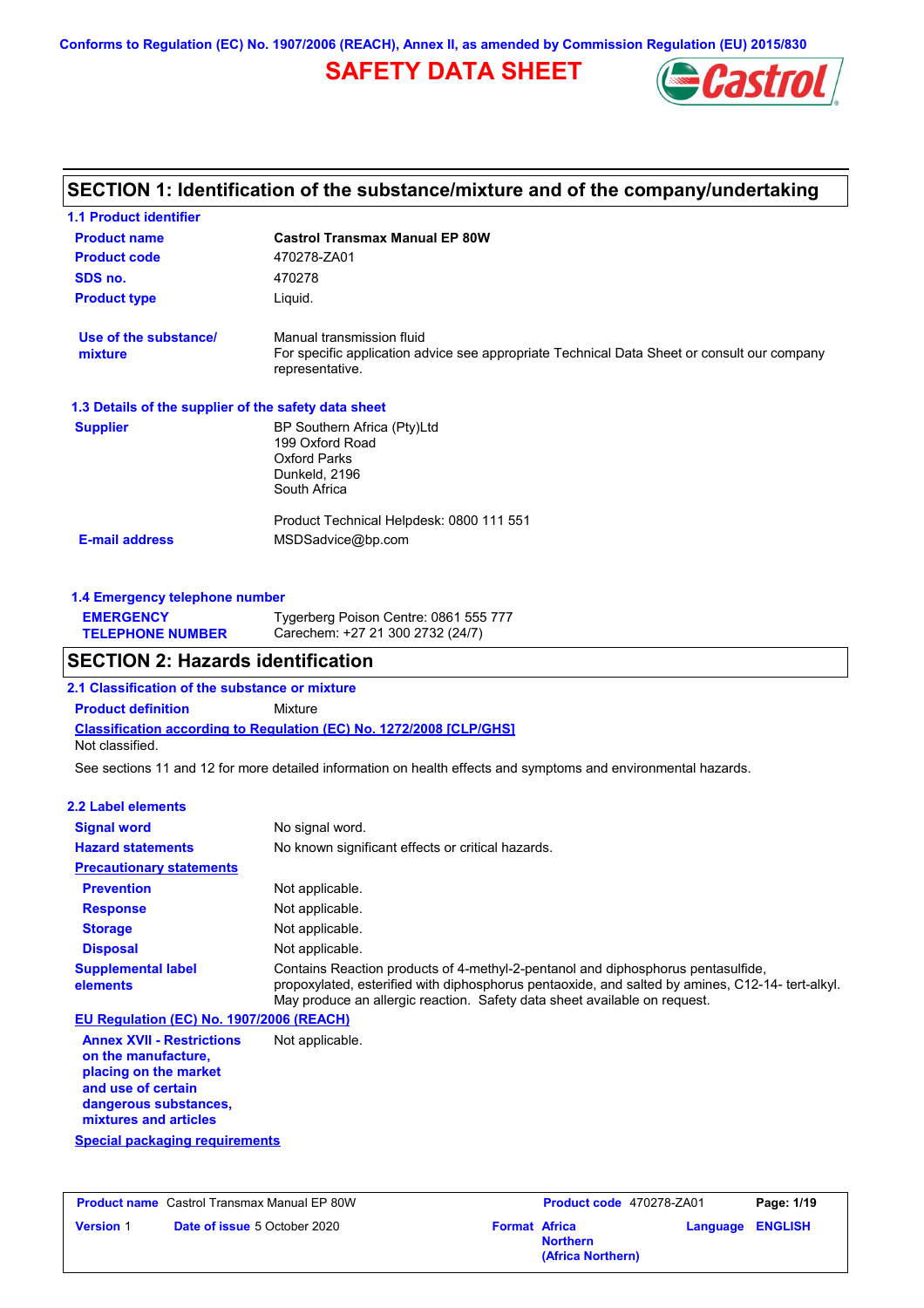Conforms to Regulation (EC) No. 1907/2006 (REACH), Annex II, as amended by Commission Regulation (EU) 2015/830

# SAFETY DATA SHEET

## SECTION 1: Identification of the substance/mixture and of the company/undertaking

### 1.1 Product identifier

| | |
|---|---|
| **Product name** | **Castrol Transmax Manual EP 80W** |
| **Product code** | 470278-ZA01 |
| **SDS no.** | 470278 |
| **Product type** | Liquid. |
| **Use of the substance/ mixture** | Manual transmission fluid<br>For specific application advice see appropriate Technical Data Sheet or consult our company representative. |

### 1.3 Details of the supplier of the safety data sheet

| | |
|---|---|
| **Supplier** | BP Southern Africa (Pty)Ltd<br>199 Oxford Road<br>Oxford Parks<br>Dunkeld, 2196<br>South Africa<br><br>Product Technical Helpdesk: 0800 111 551 |
| **E-mail address** | MSDSadvice@bp.com |

### 1.4 Emergency telephone number

| | |
|---|---|
| **EMERGENCY TELEPHONE NUMBER** | Tygerberg Poison Centre: 0861 555 777<br>Carechem: +27 21 300 2732 (24/7) |

## SECTION 2: Hazards identification

### 2.1 Classification of the substance or mixture

**Product definition** Mixture

**Classification according to Regulation (EC) No. 1272/2008 [CLP/GHS]**

Not classified.

See sections 11 and 12 for more detailed information on health effects and symptoms and environmental hazards.

### 2.2 Label elements

| | |
|---|---|
| **Signal word** | No signal word. |
| **Hazard statements** | No known significant effects or critical hazards. |
| **Precautionary statements** | |
| **Prevention** | Not applicable. |
| **Response** | Not applicable. |
| **Storage** | Not applicable. |
| **Disposal** | Not applicable. |
| **Supplemental label elements** | Contains Reaction products of 4-methyl-2-pentanol and diphosphorus pentasulfide, propoxylated, esterified with diphosphorus pentaoxide, and salted by amines, C12-14- tert-alkyl. May produce an allergic reaction. Safety data sheet available on request. |

**EU Regulation (EC) No. 1907/2006 (REACH)**

| | |
|---|---|
| **Annex XVII - Restrictions on the manufacture, placing on the market and use of certain dangerous substances, mixtures and articles** | Not applicable. |

**Special packaging requirements**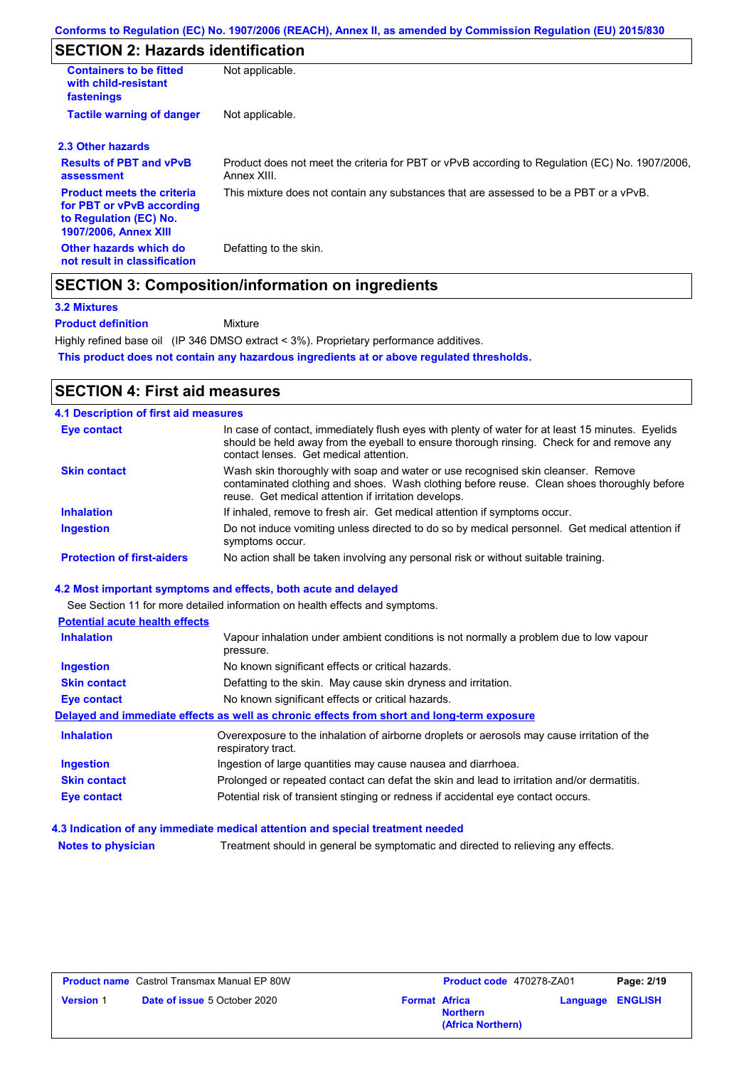## SECTION 2: Hazards identification

| | |
|---|---|
| **Containers to be fitted with child-resistant fastenings** | Not applicable. |
| **Tactile warning of danger** | Not applicable. |

### 2.3 Other hazards

| | |
|---|---|
| **Results of PBT and vPvB assessment** | Product does not meet the criteria for PBT or vPvB according to Regulation (EC) No. 1907/2006, Annex XIII. |
| **Product meets the criteria for PBT or vPvB according to Regulation (EC) No. 1907/2006, Annex XIII** | This mixture does not contain any substances that are assessed to be a PBT or a vPvB. |
| **Other hazards which do not result in classification** | Defatting to the skin. |

## SECTION 3: Composition/information on ingredients

### 3.2 Mixtures

**Product definition** Mixture

Highly refined base oil (IP 346 DMSO extract < 3%). Proprietary performance additives.

**This product does not contain any hazardous ingredients at or above regulated thresholds.**

## SECTION 4: First aid measures

### 4.1 Description of first aid measures

| | |
|---|---|
| **Eye contact** | In case of contact, immediately flush eyes with plenty of water for at least 15 minutes. Eyelids should be held away from the eyeball to ensure thorough rinsing. Check for and remove any contact lenses. Get medical attention. |
| **Skin contact** | Wash skin thoroughly with soap and water or use recognised skin cleanser. Remove contaminated clothing and shoes. Wash clothing before reuse. Clean shoes thoroughly before reuse. Get medical attention if irritation develops. |
| **Inhalation** | If inhaled, remove to fresh air. Get medical attention if symptoms occur. |
| **Ingestion** | Do not induce vomiting unless directed to do so by medical personnel. Get medical attention if symptoms occur. |
| **Protection of first-aiders** | No action shall be taken involving any personal risk or without suitable training. |

### 4.2 Most important symptoms and effects, both acute and delayed

See Section 11 for more detailed information on health effects and symptoms.

**Potential acute health effects**

| | |
|---|---|
| **Inhalation** | Vapour inhalation under ambient conditions is not normally a problem due to low vapour pressure. |
| **Ingestion** | No known significant effects or critical hazards. |
| **Skin contact** | Defatting to the skin. May cause skin dryness and irritation. |
| **Eye contact** | No known significant effects or critical hazards. |

**Delayed and immediate effects as well as chronic effects from short and long-term exposure**

| | |
|---|---|
| **Inhalation** | Overexposure to the inhalation of airborne droplets or aerosols may cause irritation of the respiratory tract. |
| **Ingestion** | Ingestion of large quantities may cause nausea and diarrhoea. |
| **Skin contact** | Prolonged or repeated contact can defat the skin and lead to irritation and/or dermatitis. |
| **Eye contact** | Potential risk of transient stinging or redness if accidental eye contact occurs. |

### 4.3 Indication of any immediate medical attention and special treatment needed

| | |
|---|---|
| **Notes to physician** | Treatment should in general be symptomatic and directed to relieving any effects. |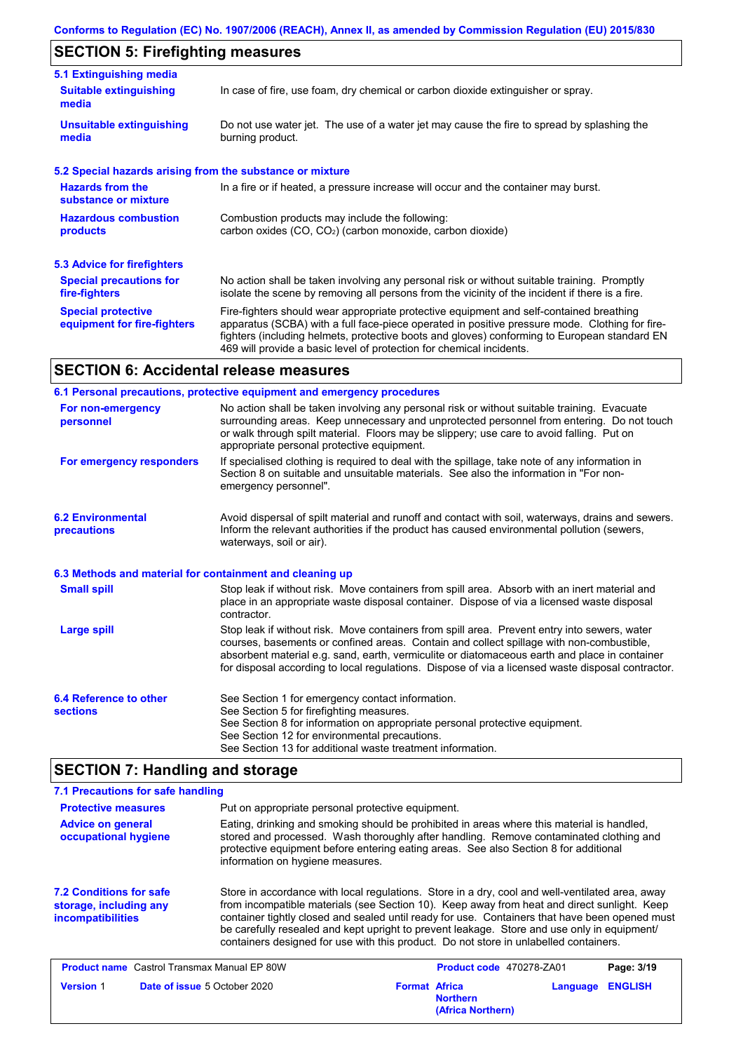## SECTION 5: Firefighting measures

### 5.1 Extinguishing media

**Suitable extinguishing media**
In case of fire, use foam, dry chemical or carbon dioxide extinguisher or spray.

**Unsuitable extinguishing media**
Do not use water jet. The use of a water jet may cause the fire to spread by splashing the burning product.

### 5.2 Special hazards arising from the substance or mixture

**Hazards from the substance or mixture**
In a fire or if heated, a pressure increase will occur and the container may burst.

**Hazardous combustion products**
Combustion products may include the following:
carbon oxides (CO, $CO_2$) (carbon monoxide, carbon dioxide)

### 5.3 Advice for firefighters

**Special precautions for fire-fighters**
No action shall be taken involving any personal risk or without suitable training. Promptly isolate the scene by removing all persons from the vicinity of the incident if there is a fire.

**Special protective equipment for fire-fighters**
Fire-fighters should wear appropriate protective equipment and self-contained breathing apparatus (SCBA) with a full face-piece operated in positive pressure mode. Clothing for fire-fighters (including helmets, protective boots and gloves) conforming to European standard EN 469 will provide a basic level of protection for chemical incidents.

## SECTION 6: Accidental release measures

### 6.1 Personal precautions, protective equipment and emergency procedures

**For non-emergency personnel**
No action shall be taken involving any personal risk or without suitable training. Evacuate surrounding areas. Keep unnecessary and unprotected personnel from entering. Do not touch or walk through spilt material. Floors may be slippery; use care to avoid falling. Put on appropriate personal protective equipment.

**For emergency responders**
If specialised clothing is required to deal with the spillage, take note of any information in Section 8 on suitable and unsuitable materials. See also the information in "For non-emergency personnel".

### 6.2 Environmental precautions

Avoid dispersal of spilt material and runoff and contact with soil, waterways, drains and sewers. Inform the relevant authorities if the product has caused environmental pollution (sewers, waterways, soil or air).

### 6.3 Methods and material for containment and cleaning up

**Small spill**
Stop leak if without risk. Move containers from spill area. Absorb with an inert material and place in an appropriate waste disposal container. Dispose of via a licensed waste disposal contractor.

**Large spill**
Stop leak if without risk. Move containers from spill area. Prevent entry into sewers, water courses, basements or confined areas. Contain and collect spillage with non-combustible, absorbent material e.g. sand, earth, vermiculite or diatomaceous earth and place in container for disposal according to local regulations. Dispose of via a licensed waste disposal contractor.

### 6.4 Reference to other sections

See Section 1 for emergency contact information.
See Section 5 for firefighting measures.
See Section 8 for information on appropriate personal protective equipment.
See Section 12 for environmental precautions.
See Section 13 for additional waste treatment information.

## SECTION 7: Handling and storage

### 7.1 Precautions for safe handling

**Protective measures**
Put on appropriate personal protective equipment.

**Advice on general occupational hygiene**
Eating, drinking and smoking should be prohibited in areas where this material is handled, stored and processed. Wash thoroughly after handling. Remove contaminated clothing and protective equipment before entering eating areas. See also Section 8 for additional information on hygiene measures.

### 7.2 Conditions for safe storage, including any incompatibilities

Store in accordance with local regulations. Store in a dry, cool and well-ventilated area, away from incompatible materials (see Section 10). Keep away from heat and direct sunlight. Keep container tightly closed and sealed until ready for use. Containers that have been opened must be carefully resealed and kept upright to prevent leakage. Store and use only in equipment/ containers designed for use with this product. Do not store in unlabelled containers.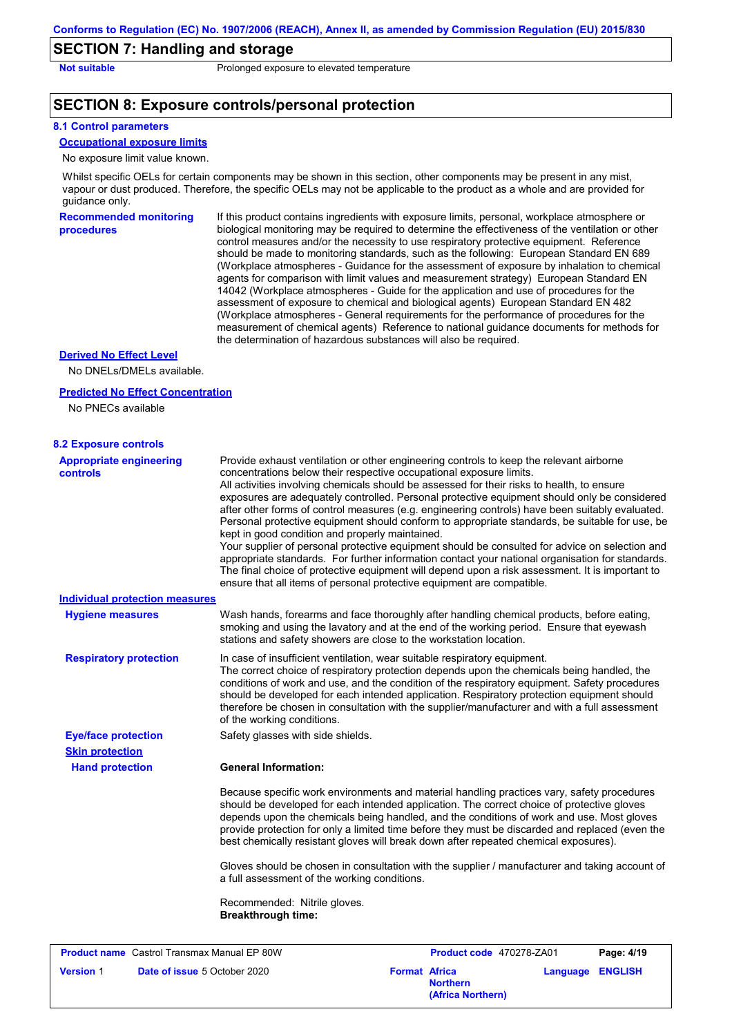## SECTION 7: Handling and storage

| | |
|---|---|
| **Not suitable** | Prolonged exposure to elevated temperature |

## SECTION 8: Exposure controls/personal protection

### 8.1 Control parameters

**Occupational exposure limits**

No exposure limit value known.

Whilst specific OELs for certain components may be shown in this section, other components may be present in any mist, vapour or dust produced. Therefore, the specific OELs may not be applicable to the product as a whole and are provided for guidance only.

**Recommended monitoring procedures**

If this product contains ingredients with exposure limits, personal, workplace atmosphere or biological monitoring may be required to determine the effectiveness of the ventilation or other control measures and/or the necessity to use respiratory protective equipment. Reference should be made to monitoring standards, such as the following: European Standard EN 689 (Workplace atmospheres - Guidance for the assessment of exposure by inhalation to chemical agents for comparison with limit values and measurement strategy) European Standard EN 14042 (Workplace atmospheres - Guide for the application and use of procedures for the assessment of exposure to chemical and biological agents) European Standard EN 482 (Workplace atmospheres - General requirements for the performance of procedures for the measurement of chemical agents) Reference to national guidance documents for methods for the determination of hazardous substances will also be required.

**Derived No Effect Level**

No DNELs/DMELs available.

**Predicted No Effect Concentration**

No PNECs available

### 8.2 Exposure controls

**Appropriate engineering controls**

Provide exhaust ventilation or other engineering controls to keep the relevant airborne concentrations below their respective occupational exposure limits.
All activities involving chemicals should be assessed for their risks to health, to ensure exposures are adequately controlled. Personal protective equipment should only be considered after other forms of control measures (e.g. engineering controls) have been suitably evaluated. Personal protective equipment should conform to appropriate standards, be suitable for use, be kept in good condition and properly maintained.
Your supplier of personal protective equipment should be consulted for advice on selection and appropriate standards. For further information contact your national organisation for standards.
The final choice of protective equipment will depend upon a risk assessment. It is important to ensure that all items of personal protective equipment are compatible.

**Individual protection measures**

**Hygiene measures**

Wash hands, forearms and face thoroughly after handling chemical products, before eating, smoking and using the lavatory and at the end of the working period. Ensure that eyewash stations and safety showers are close to the workstation location.

**Respiratory protection**

In case of insufficient ventilation, wear suitable respiratory equipment.
The correct choice of respiratory protection depends upon the chemicals being handled, the conditions of work and use, and the condition of the respiratory equipment. Safety procedures should be developed for each intended application. Respiratory protection equipment should therefore be chosen in consultation with the supplier/manufacturer and with a full assessment of the working conditions.

**Eye/face protection**

Safety glasses with side shields.

**Skin protection**

**Hand protection**

**General Information:**

Because specific work environments and material handling practices vary, safety procedures should be developed for each intended application. The correct choice of protective gloves depends upon the chemicals being handled, and the conditions of work and use. Most gloves provide protection for only a limited time before they must be discarded and replaced (even the best chemically resistant gloves will break down after repeated chemical exposures).

Gloves should be chosen in consultation with the supplier / manufacturer and taking account of a full assessment of the working conditions.

Recommended: Nitrile gloves.
**Breakthrough time:**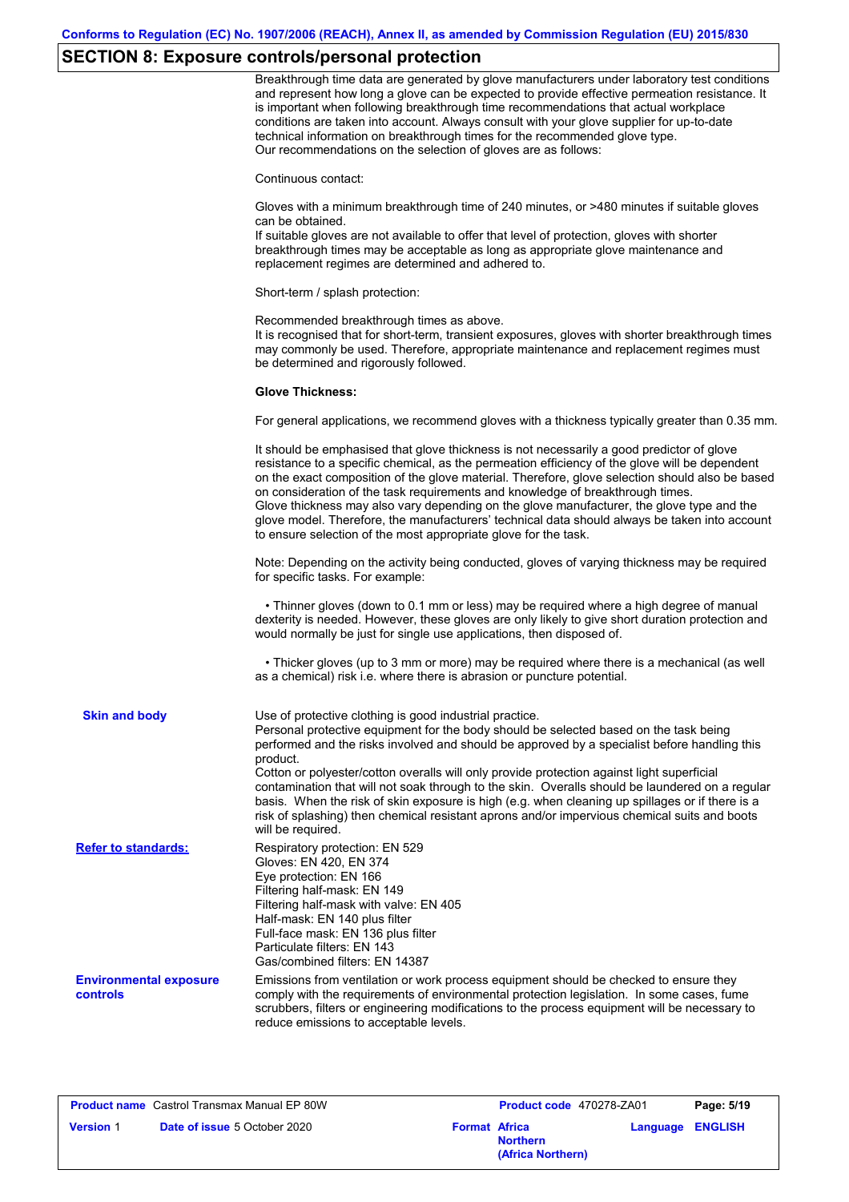## SECTION 8: Exposure controls/personal protection

Breakthrough time data are generated by glove manufacturers under laboratory test conditions and represent how long a glove can be expected to provide effective permeation resistance. It is important when following breakthrough time recommendations that actual workplace conditions are taken into account. Always consult with your glove supplier for up-to-date technical information on breakthrough times for the recommended glove type.
Our recommendations on the selection of gloves are as follows:

Continuous contact:

Gloves with a minimum breakthrough time of 240 minutes, or >480 minutes if suitable gloves can be obtained.
If suitable gloves are not available to offer that level of protection, gloves with shorter breakthrough times may be acceptable as long as appropriate glove maintenance and replacement regimes are determined and adhered to.

Short-term / splash protection:

Recommended breakthrough times as above.
It is recognised that for short-term, transient exposures, gloves with shorter breakthrough times may commonly be used. Therefore, appropriate maintenance and replacement regimes must be determined and rigorously followed.

**Glove Thickness:**

For general applications, we recommend gloves with a thickness typically greater than 0.35 mm.

It should be emphasised that glove thickness is not necessarily a good predictor of glove resistance to a specific chemical, as the permeation efficiency of the glove will be dependent on the exact composition of the glove material. Therefore, glove selection should also be based on consideration of the task requirements and knowledge of breakthrough times.
Glove thickness may also vary depending on the glove manufacturer, the glove type and the glove model. Therefore, the manufacturers' technical data should always be taken into account to ensure selection of the most appropriate glove for the task.

Note: Depending on the activity being conducted, gloves of varying thickness may be required for specific tasks. For example:

- Thinner gloves (down to 0.1 mm or less) may be required where a high degree of manual dexterity is needed. However, these gloves are only likely to give short duration protection and would normally be just for single use applications, then disposed of.

- Thicker gloves (up to 3 mm or more) may be required where there is a mechanical (as well as a chemical) risk i.e. where there is abrasion or puncture potential.

**Skin and body**

Use of protective clothing is good industrial practice.
Personal protective equipment for the body should be selected based on the task being performed and the risks involved and should be approved by a specialist before handling this product.
Cotton or polyester/cotton overalls will only provide protection against light superficial contamination that will not soak through to the skin. Overalls should be laundered on a regular basis. When the risk of skin exposure is high (e.g. when cleaning up spillages or if there is a risk of splashing) then chemical resistant aprons and/or impervious chemical suits and boots will be required.

**Refer to standards:**

Respiratory protection: EN 529
Gloves: EN 420, EN 374
Eye protection: EN 166
Filtering half-mask: EN 149
Filtering half-mask with valve: EN 405
Half-mask: EN 140 plus filter
Full-face mask: EN 136 plus filter
Particulate filters: EN 143
Gas/combined filters: EN 14387

**Environmental exposure controls**

Emissions from ventilation or work process equipment should be checked to ensure they comply with the requirements of environmental protection legislation. In some cases, fume scrubbers, filters or engineering modifications to the process equipment will be necessary to reduce emissions to acceptable levels.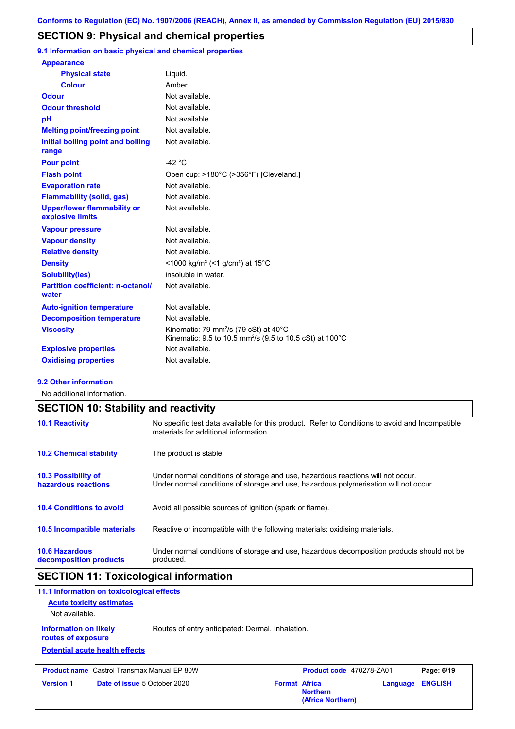## SECTION 9: Physical and chemical properties

### 9.1 Information on basic physical and chemical properties

| Property | Value |
|---|---|
| **Appearance** | |
| Physical state | Liquid. |
| Colour | Amber. |
| Odour | Not available. |
| Odour threshold | Not available. |
| pH | Not available. |
| Melting point/freezing point | Not available. |
| Initial boiling point and boiling range | Not available. |
| Pour point | -42 °C |
| Flash point | Open cup: >180°C (>356°F) [Cleveland.] |
| Evaporation rate | Not available. |
| Flammability (solid, gas) | Not available. |
| Upper/lower flammability or explosive limits | Not available. |
| Vapour pressure | Not available. |
| Vapour density | Not available. |
| Relative density | Not available. |
| Density | <1000 kg/m³ (<1 g/cm³) at 15°C |
| Solubility(ies) | insoluble in water. |
| Partition coefficient: n-octanol/water | Not available. |
| Auto-ignition temperature | Not available. |
| Decomposition temperature | Not available. |
| Viscosity | Kinematic: 79 mm²/s (79 cSt) at 40°C<br>Kinematic: 9.5 to 10.5 mm²/s (9.5 to 10.5 cSt) at 100°C |
| Explosive properties | Not available. |
| Oxidising properties | Not available. |

### 9.2 Other information

No additional information.

## SECTION 10: Stability and reactivity

**10.1 Reactivity**
No specific test data available for this product. Refer to Conditions to avoid and Incompatible materials for additional information.

**10.2 Chemical stability**
The product is stable.

**10.3 Possibility of hazardous reactions**
Under normal conditions of storage and use, hazardous reactions will not occur.
Under normal conditions of storage and use, hazardous polymerisation will not occur.

**10.4 Conditions to avoid**
Avoid all possible sources of ignition (spark or flame).

**10.5 Incompatible materials**
Reactive or incompatible with the following materials: oxidising materials.

**10.6 Hazardous decomposition products**
Under normal conditions of storage and use, hazardous decomposition products should not be produced.

## SECTION 11: Toxicological information

### 11.1 Information on toxicological effects

**Acute toxicity estimates**

Not available.

**Information on likely routes of exposure**
Routes of entry anticipated: Dermal, Inhalation.

**Potential acute health effects**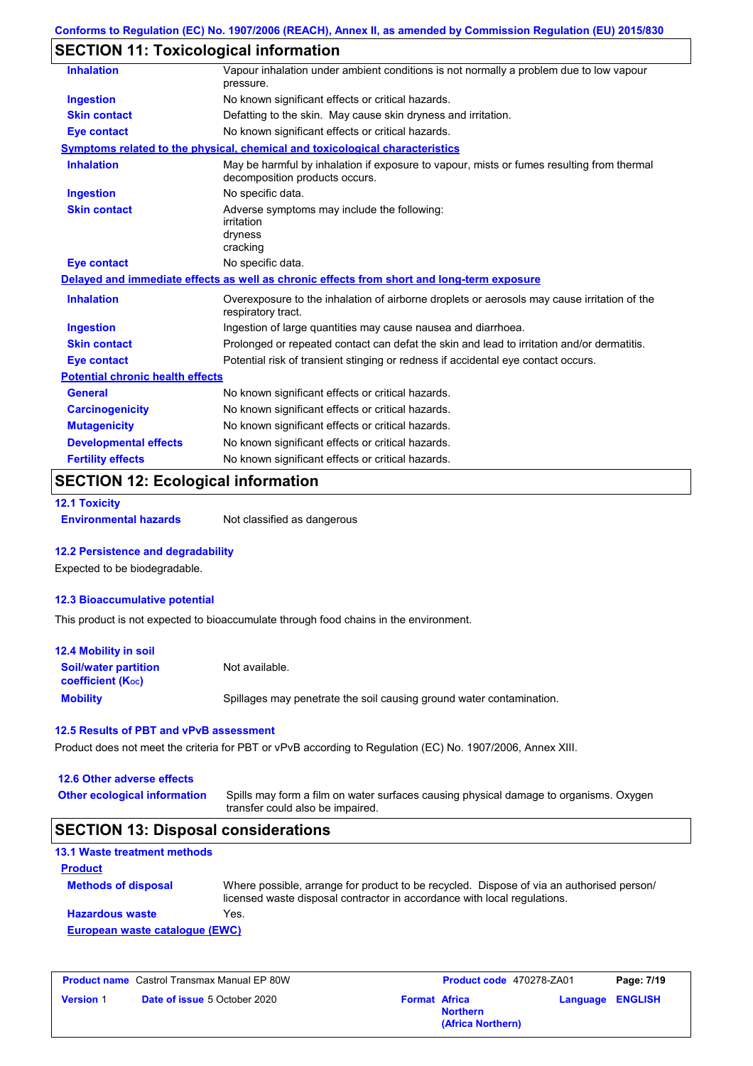## SECTION 11: Toxicological information

| | |
|---|---|
| **Inhalation** | Vapour inhalation under ambient conditions is not normally a problem due to low vapour pressure. |
| **Ingestion** | No known significant effects or critical hazards. |
| **Skin contact** | Defatting to the skin. May cause skin dryness and irritation. |
| **Eye contact** | No known significant effects or critical hazards. |

**Symptoms related to the physical, chemical and toxicological characteristics**

| | |
|---|---|
| **Inhalation** | May be harmful by inhalation if exposure to vapour, mists or fumes resulting from thermal decomposition products occurs. |
| **Ingestion** | No specific data. |
| **Skin contact** | Adverse symptoms may include the following: irritation dryness cracking |
| **Eye contact** | No specific data. |

**Delayed and immediate effects as well as chronic effects from short and long-term exposure**

| | |
|---|---|
| **Inhalation** | Overexposure to the inhalation of airborne droplets or aerosols may cause irritation of the respiratory tract. |
| **Ingestion** | Ingestion of large quantities may cause nausea and diarrhoea. |
| **Skin contact** | Prolonged or repeated contact can defat the skin and lead to irritation and/or dermatitis. |
| **Eye contact** | Potential risk of transient stinging or redness if accidental eye contact occurs. |

**Potential chronic health effects**

| | |
|---|---|
| **General** | No known significant effects or critical hazards. |
| **Carcinogenicity** | No known significant effects or critical hazards. |
| **Mutagenicity** | No known significant effects or critical hazards. |
| **Developmental effects** | No known significant effects or critical hazards. |
| **Fertility effects** | No known significant effects or critical hazards. |

## SECTION 12: Ecological information

### 12.1 Toxicity

**Environmental hazards** Not classified as dangerous

### 12.2 Persistence and degradability

Expected to be biodegradable.

### 12.3 Bioaccumulative potential

This product is not expected to bioaccumulate through food chains in the environment.

### 12.4 Mobility in soil

| | |
|---|---|
| **Soil/water partition coefficient ($K_{OC}$)** | Not available. |
| **Mobility** | Spillages may penetrate the soil causing ground water contamination. |

### 12.5 Results of PBT and vPvB assessment

Product does not meet the criteria for PBT or vPvB according to Regulation (EC) No. 1907/2006, Annex XIII.

### 12.6 Other adverse effects

**Other ecological information** Spills may form a film on water surfaces causing physical damage to organisms. Oxygen transfer could also be impaired.

## SECTION 13: Disposal considerations

### 13.1 Waste treatment methods

**Product**

| | |
|---|---|
| **Methods of disposal** | Where possible, arrange for product to be recycled. Dispose of via an authorised person/ licensed waste disposal contractor in accordance with local regulations. |
| **Hazardous waste** | Yes. |

**European waste catalogue (EWC)**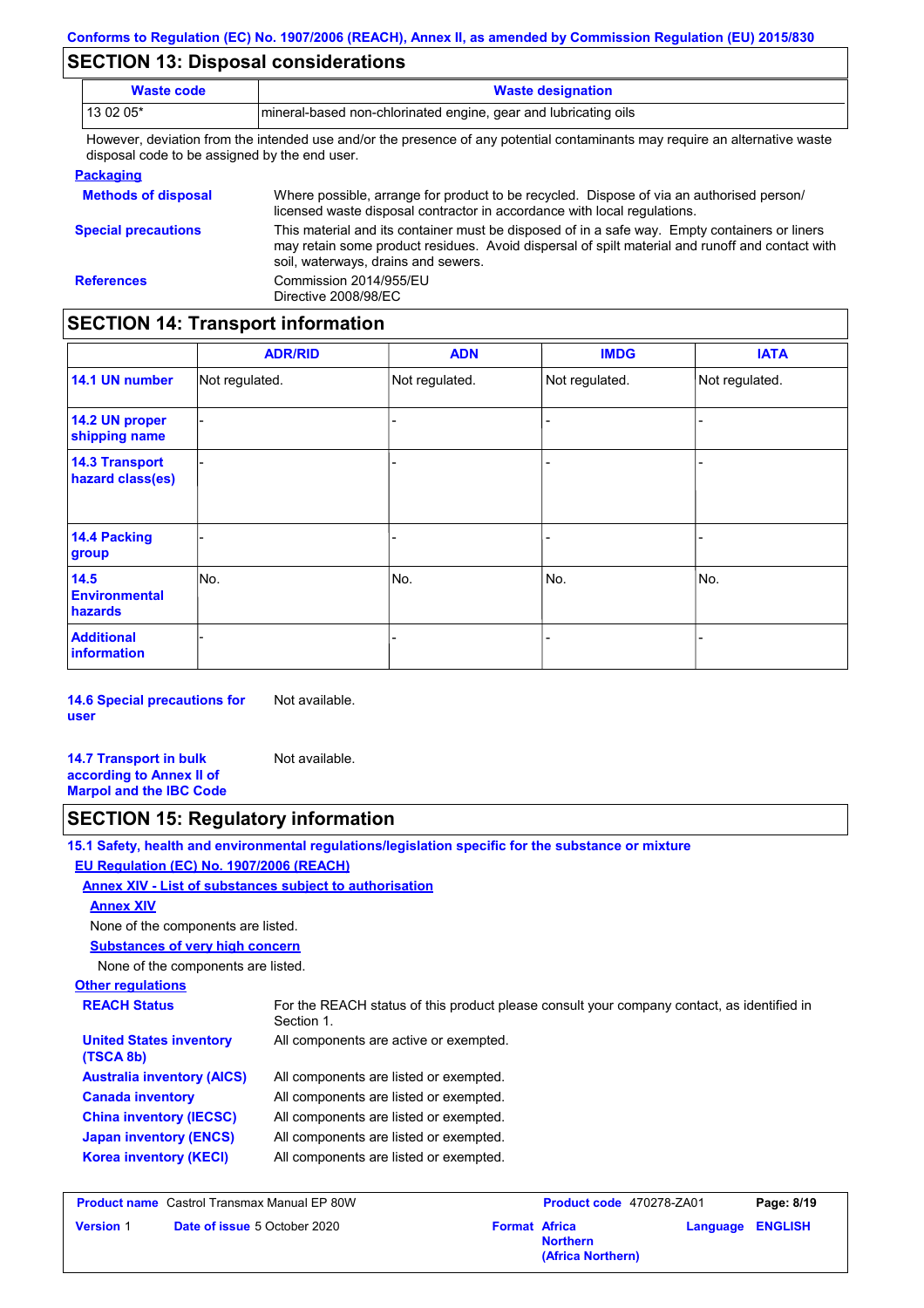## SECTION 13: Disposal considerations

| Waste code | Waste designation |
| --- | --- |
| 13 02 05* | mineral-based non-chlorinated engine, gear and lubricating oils |

However, deviation from the intended use and/or the presence of any potential contaminants may require an alternative waste disposal code to be assigned by the end user.

**Packaging**

**Methods of disposal**: Where possible, arrange for product to be recycled. Dispose of via an authorised person/ licensed waste disposal contractor in accordance with local regulations.

**Special precautions**: This material and its container must be disposed of in a safe way. Empty containers or liners may retain some product residues. Avoid dispersal of spilt material and runoff and contact with soil, waterways, drains and sewers.

**References**: Commission 2014/955/EU
Directive 2008/98/EC

## SECTION 14: Transport information

| | ADR/RID | ADN | IMDG | IATA |
| --- | --- | --- | --- | --- |
| 14.1 UN number | Not regulated. | Not regulated. | Not regulated. | Not regulated. |
| 14.2 UN proper shipping name | - | - | - | - |
| 14.3 Transport hazard class(es) | - | - | - | - |
| 14.4 Packing group | - | - | - | - |
| 14.5 Environmental hazards | No. | No. | No. | No. |
| Additional information | - | - | - | - |

**14.6 Special precautions for user**: Not available.

**14.7 Transport in bulk according to Annex II of Marpol and the IBC Code**: Not available.

## SECTION 15: Regulatory information

**15.1 Safety, health and environmental regulations/legislation specific for the substance or mixture**

**EU Regulation (EC) No. 1907/2006 (REACH)**

**Annex XIV - List of substances subject to authorisation**

**Annex XIV**

None of the components are listed.

**Substances of very high concern**

None of the components are listed.

**Other regulations**

**REACH Status**: For the REACH status of this product please consult your company contact, as identified in Section 1.

**United States inventory (TSCA 8b)**: All components are active or exempted.

**Australia inventory (AICS)**: All components are listed or exempted.

**Canada inventory**: All components are listed or exempted.

**China inventory (IECSC)**: All components are listed or exempted.

**Japan inventory (ENCS)**: All components are listed or exempted.

**Korea inventory (KECI)**: All components are listed or exempted.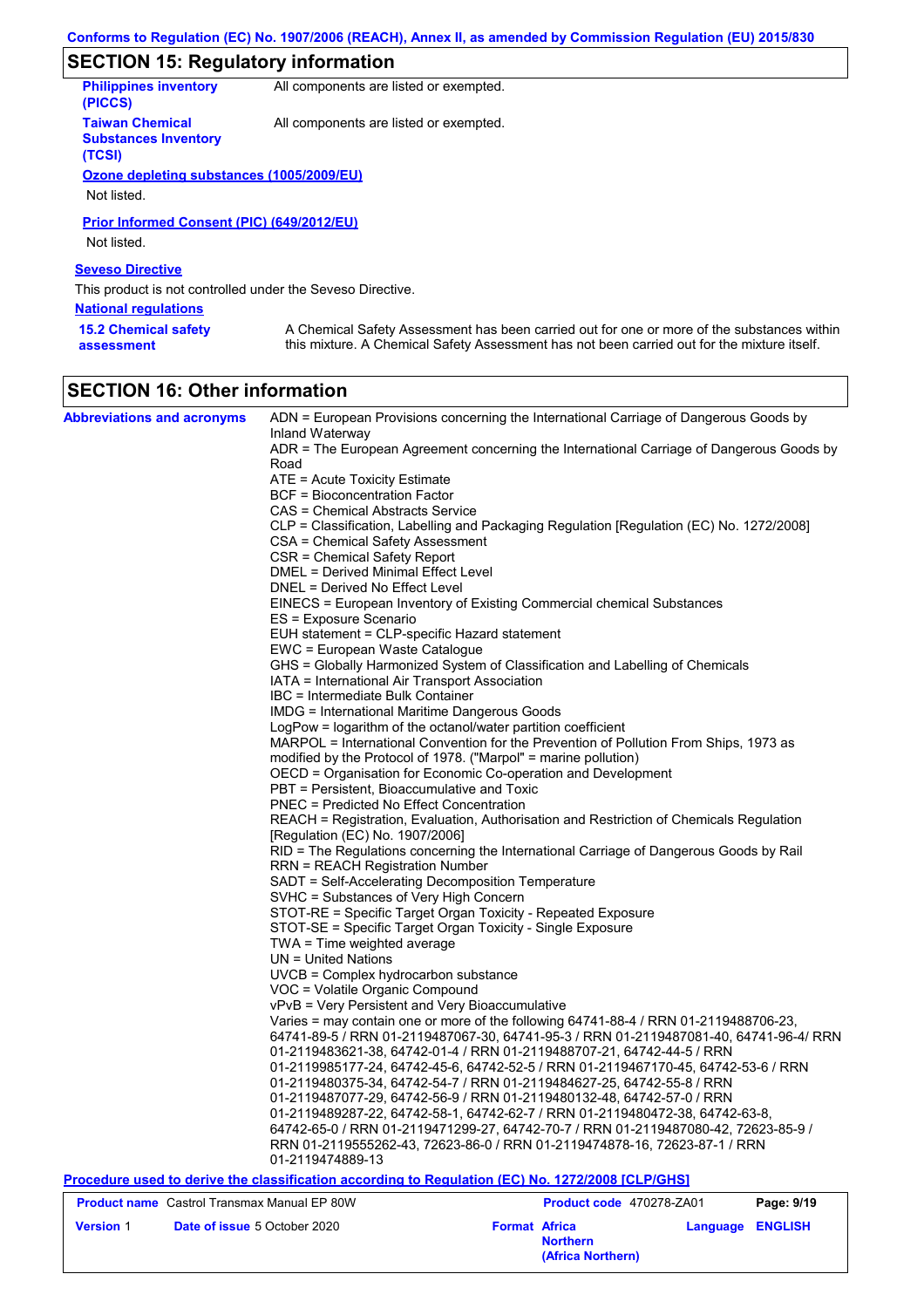## SECTION 15: Regulatory information

**Philippines inventory (PICCS)** All components are listed or exempted.

**Taiwan Chemical Substances Inventory (TCSI)** All components are listed or exempted.

**Ozone depleting substances (1005/2009/EU)**

Not listed.

**Prior Informed Consent (PIC) (649/2012/EU)**

Not listed.

**Seveso Directive**

This product is not controlled under the Seveso Directive.

**National regulations**

**15.2 Chemical safety assessment** A Chemical Safety Assessment has been carried out for one or more of the substances within this mixture. A Chemical Safety Assessment has not been carried out for the mixture itself.

## SECTION 16: Other information

**Abbreviations and acronyms**

ADN = European Provisions concerning the International Carriage of Dangerous Goods by Inland Waterway
ADR = The European Agreement concerning the International Carriage of Dangerous Goods by Road
ATE = Acute Toxicity Estimate
BCF = Bioconcentration Factor
CAS = Chemical Abstracts Service
CLP = Classification, Labelling and Packaging Regulation [Regulation (EC) No. 1272/2008]
CSA = Chemical Safety Assessment
CSR = Chemical Safety Report
DMEL = Derived Minimal Effect Level
DNEL = Derived No Effect Level
EINECS = European Inventory of Existing Commercial chemical Substances
ES = Exposure Scenario
EUH statement = CLP-specific Hazard statement
EWC = European Waste Catalogue
GHS = Globally Harmonized System of Classification and Labelling of Chemicals
IATA = International Air Transport Association
IBC = Intermediate Bulk Container
IMDG = International Maritime Dangerous Goods
LogPow = logarithm of the octanol/water partition coefficient
MARPOL = International Convention for the Prevention of Pollution From Ships, 1973 as modified by the Protocol of 1978. ("Marpol" = marine pollution)
OECD = Organisation for Economic Co-operation and Development
PBT = Persistent, Bioaccumulative and Toxic
PNEC = Predicted No Effect Concentration
REACH = Registration, Evaluation, Authorisation and Restriction of Chemicals Regulation [Regulation (EC) No. 1907/2006]
RID = The Regulations concerning the International Carriage of Dangerous Goods by Rail
RRN = REACH Registration Number
SADT = Self-Accelerating Decomposition Temperature
SVHC = Substances of Very High Concern
STOT-RE = Specific Target Organ Toxicity - Repeated Exposure
STOT-SE = Specific Target Organ Toxicity - Single Exposure
TWA = Time weighted average
UN = United Nations
UVCB = Complex hydrocarbon substance
VOC = Volatile Organic Compound
vPvB = Very Persistent and Very Bioaccumulative
Varies = may contain one or more of the following 64741-88-4 / RRN 01-2119488706-23, 64741-89-5 / RRN 01-2119487067-30, 64741-95-3 / RRN 01-2119487081-40, 64741-96-4/ RRN 01-2119483621-38, 64742-01-4 / RRN 01-2119488707-21, 64742-44-5 / RRN 01-2119985177-24, 64742-45-6, 64742-52-5 / RRN 01-2119467170-45, 64742-53-6 / RRN 01-2119480375-34, 64742-54-7 / RRN 01-2119484627-25, 64742-55-8 / RRN 01-2119487077-29, 64742-56-9 / RRN 01-2119480132-48, 64742-57-0 / RRN 01-2119489287-22, 64742-58-1, 64742-62-7 / RRN 01-2119480472-38, 64742-63-8, 64742-65-0 / RRN 01-2119471299-27, 64742-70-7 / RRN 01-2119487080-42, 72623-85-9 / RRN 01-2119555262-43, 72623-86-0 / RRN 01-2119474878-16, 72623-87-1 / RRN 01-2119474889-13

**Procedure used to derive the classification according to Regulation (EC) No. 1272/2008 [CLP/GHS]**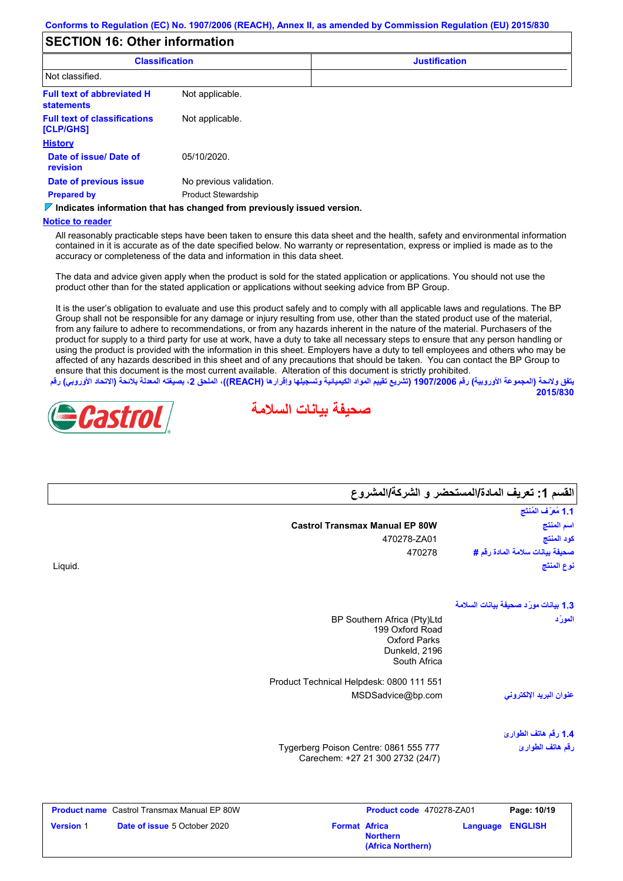Conforms to Regulation (EC) No. 1907/2006 (REACH), Annex II, as amended by Commission Regulation (EU) 2015/830

## SECTION 16: Other information

| Classification | Justification |
| --- | --- |
| Not classified. | |

**Full text of abbreviated H statements**: Not applicable.

**Full text of classifications [CLP/GHS]**: Not applicable.

**History**

**Date of issue/ Date of revision**: 05/10/2020.

**Date of previous issue**: No previous validation.

**Prepared by**: Product Stewardship

**Indicates information that has changed from previously issued version.**

**Notice to reader**

All reasonably practicable steps have been taken to ensure this data sheet and the health, safety and environmental information contained in it is accurate as of the date specified below. No warranty or representation, express or implied is made as to the accuracy or completeness of the data and information in this data sheet.

The data and advice given apply when the product is sold for the stated application or applications. You should not use the product other than for the stated application or applications without seeking advice from BP Group.

It is the user's obligation to evaluate and use this product safely and to comply with all applicable laws and regulations. The BP Group shall not be responsible for any damage or injury resulting from use, other than the stated product use of the material, from any failure to adhere to recommendations, or from any hazards inherent in the nature of the material. Purchasers of the product for supply to a third party for use at work, have a duty to take all necessary steps to ensure that any person handling or using the product is provided with the information in this sheet. Employers have a duty to tell employees and others who may be affected of any hazards described in this sheet and of any precautions that should be taken. You can contact the BP Group to ensure that this document is the most current available. Alteration of this document is strictly prohibited.

يتفق ولائحة (المجموعة الأوروبية) رقم 1907/2006 (تشريع تقييم المواد الكيميائية وتسجيلها وإقرارها (REACH))، الملحق 2، بصيغته المعدلة بلائحة (الاتحاد الأوروبي) رقم 2015/830

Castrol

# صحيفة بيانات السلامة

## القسم 1: تعريف المادة/المستحضر و الشركة/المشروع

**1.1 مُعرّف المُنتَج**

**اسم المنتج**: Castrol Transmax Manual EP 80W

**كود المنتج**: 470278-ZA01

**صحيفة بيانات سلامة المادة رقم #**: 470278

**نوع المنتج**: Liquid.

**1.3 بيانات مورّد صحيفة بيانات السلامة**

**المورّد**:
BP Southern Africa (Pty)Ltd
199 Oxford Road
Oxford Parks
Dunkeld, 2196
South Africa

Product Technical Helpdesk: 0800 111 551

**عنوان البريد الإلكتروني**: MSDSadvice@bp.com

**1.4 رقم هاتف الطوارئ**

**رقم هاتف الطوارئ**:
Tygerberg Poison Centre: 0861 555 777
Carechem: +27 21 300 2732 (24/7)

| Product name | Castrol Transmax Manual EP 80W | Product code | 470278-ZA01 | Page: 10/19 |
| --- | --- | --- | --- | --- |
| Version | 1 | Date of issue 5 October 2020 | Format Africa Northern (Africa Northern) | Language ENGLISH |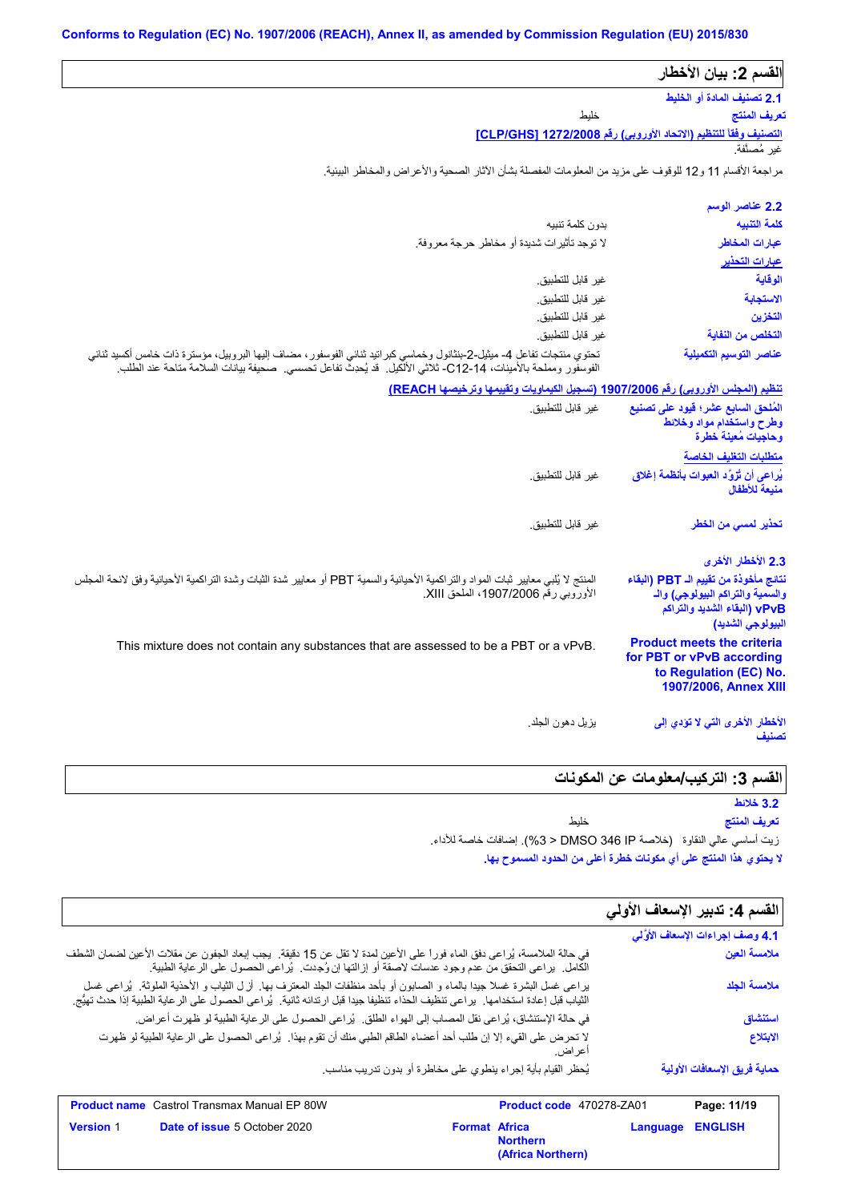Conforms to Regulation (EC) No. 1907/2006 (REACH), Annex II, as amended by Commission Regulation (EU) 2015/830

## القسم 2: بيان الأخطار

### 2.1 تصنيف المادة أو الخليط

**تعريف المنتج**: خليط

**التصنيف وفقاً للتنظيم (الاتحاد الأوروبي) رقم 1272/2008 [CLP/GHS]**

غير مُصنفة.

مراجعة الأقسام 11 و12 للوقوف على مزيد من المعلومات المفصلة بشأن الآثار الصحية والأعراض والمخاطر البيئية.

### 2.2 عناصر الوسم

**كلمة التنبيه**: بدون كلمة تنبيه

**عبارات المخاطر**: لا توجد تأثيرات شديدة أو مخاطر حرجة معروفة.

**عبارات التحذير**

**الوقاية**: غير قابل للتطبيق.

**الاستجابة**: غير قابل للتطبيق.

**التخزين**: غير قابل للتطبيق.

**التخلص من النفاية**: غير قابل للتطبيق.

**عناصر التوسيم التكميلية**: تحتوي منتجات تفاعل 4- ميثيل-2-بنتانول وخماسي كبراتيد ثنائي الفوسفور، مضاف إليها البروبيل، مؤسترة ذات خامس أكسيد ثنائي الفوسفور ومملحة بالأمينات، C12-14- ثلاثي الألكيل. قد يُحدِث تفاعل تحسسي. صحيفة بيانات السلامة متاحة عند الطلب.

**تنظيم (المجلس الأوروبي) رقم 1907/2006 (تسجيل الكيماويات وتقييمها وترخيصها REACH)**

**الملحق السابع عشر؛ قيود على تصنيع وطرح واستخدام مواد وخلائط وحاجيات مُعينة خطرة**: غير قابل للتطبيق.

**متطلبات التغليف الخاصة**

**يُراعى أن تُزوَّد العبوات بأنظمة إغلاق منيعة للأطفال**: غير قابل للتطبيق.

**تحذير لمسي من الخطر**: غير قابل للتطبيق.

### 2.3 الأخطار الأخرى

**نتائج مأخوذة من تقييم الـ PBT (البقاء والسمية والتراكم البيولوجي) والـ vPvB (البقاء الشديد والتراكم البيولوجي الشديد)**: المنتج لا يُلبي معايير ثبات المواد والتراكمية الأحيائية والسمية PBT أو معايير شدة الثبات وشدة التراكمية الأحيائية وفق لائحة المجلس الأوروبي رقم 1907/2006، الملحق XIII.

**Product meets the criteria for PBT or vPvB according to Regulation (EC) No. 1907/2006, Annex XIII**: This mixture does not contain any substances that are assessed to be a PBT or a vPvB.

**الأخطار الأخرى التي لا تؤدي إلى تصنيف**: يزيل دهون الجلد.

## القسم 3: التركيب/معلومات عن المكونات

### 3.2 خلائط

**تعريف المنتج**: خليط

زيت أساسي عالي النقاوة (خلاصة DMSO 346 IP < 3%). إضافات خاصة للأداء.

**لا يحتوي هذا المنتج على أي مكونات خطرة أعلى من الحدود المسموح بها.**

## القسم 4: تدبير الإسعاف الأولي

### 4.1 وصف إجراءات الإسعاف الأوّلي

**ملامسة العين**: في حالة الملامسة، يُراعى دفق الماء فوراً على الأعين لمدة لا تقل عن 15 دقيقة. يجب إبعاد الجفون عن مقلات الأعين لضمان الشطف الكامل. يراعى التحقق من عدم وجود عدسات لاصقة أو إزالتها إن وُجدت. يُراعى الحصول على الرعاية الطبية.

**ملامسة الجلد**: يراعى غسل البشرة غسلا جيدا بالماء و الصابون أو بأحد منظفات الجلد المعترف بها. أزل الثياب و الأحذية الملوثة. يُراعى غسل الثياب قبل إعادة استخدامها. يراعى تنظيف الحذاء تنظيفا جيدا قبل ارتدائه ثانية. يُراعى الحصول على الرعاية الطبية إذا حدث تهيُّج.

**استنشاق**: في حالة الإستنشاق، يُراعى نقل المصاب إلى الهواء الطلق. يُراعى الحصول على الرعاية الطبية لو ظهرت أعراض.

**الابتلاع**: لا تحرض على القيء إلا إن طلب أحد أعضاء الطاقم الطبي منك أن تقوم بهذا. يُراعى الحصول على الرعاية الطبية لو ظهرت أعراض.

**حماية فريق الإسعافات الأولية**: يُحظر القيام بأية إجراء ينطوي على مخاطرة أو بدون تدريب مناسب.

| Product name Castrol Transmax Manual EP 80W | Product code 470278-ZA01 | |
|---|---|---|
| Version 1 Date of issue 5 October 2020 | Format Africa Northern (Africa Northern) | Language ENGLISH |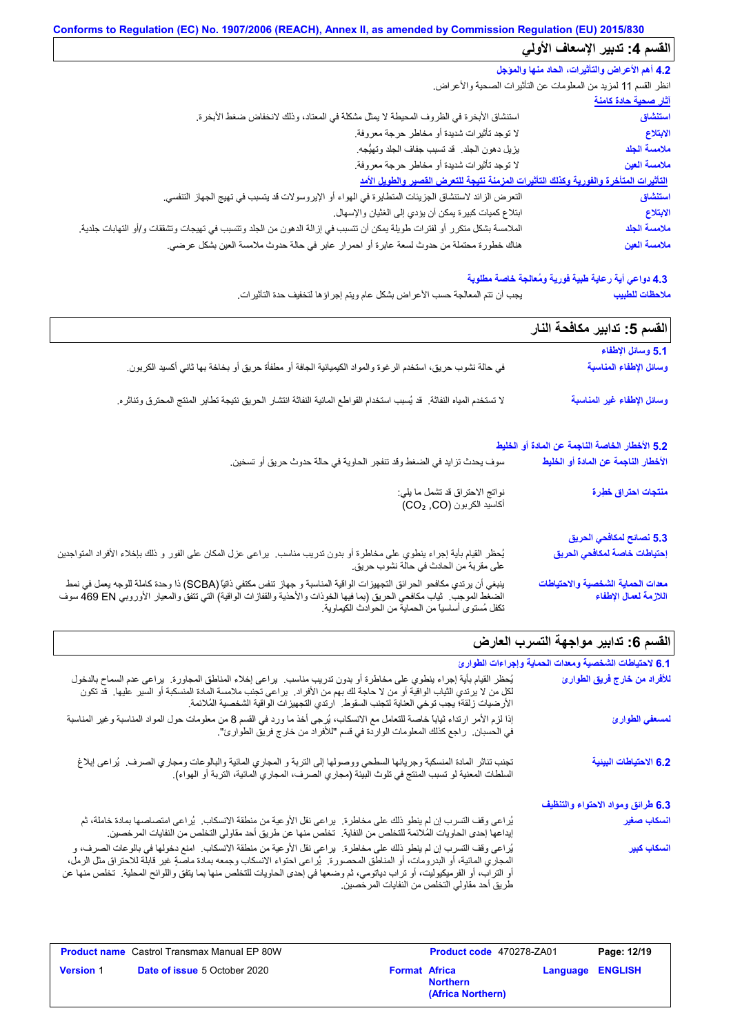## القسم 4: تدبير الإسعاف الأولي

### 4.2 أهم الأعراض والتأثيرات، الحاد منها والمؤجل

انظر القسم 11 لمزيد من المعلومات عن التأثيرات الصحية والأعراض.

**آثار صحية حادة كامنة**

| | |
|---|---|
| **استنشاق** | استنشاق الأبخرة في الظروف المحيطة لا يمثل مشكلة في المعتاد، وذلك لانخفاض ضغط الأبخرة. |
| **الابتلاع** | لا توجد تأثيرات شديدة أو مخاطر حرجة معروفة. |
| **ملامسة الجلد** | يزيل دهون الجلد. قد تسبب جفاف الجلد وتهيُّجه. |
| **ملامسة العين** | لا توجد تأثيرات شديدة أو مخاطر حرجة معروفة. |

**التأثيرات المتأخرة والفورية وكذلك التأثيرات المزمنة نتيجة للتعرض القصير والطويل الأمد**

| | |
|---|---|
| **استنشاق** | التعرض الزائد لاستنشاق الجزيئات المتطايرة في الهواء أو الإيروسولات قد يتسبب في تهيج الجهاز التنفسي. |
| **الابتلاع** | ابتلاع كميات كبيرة يمكن أن يؤدي إلى الغثيان والإسهال. |
| **ملامسة الجلد** | الملامسة بشكل متكرر أو لفترات طويلة يمكن أن تتسبب في إزالة الدهون من الجلد وتتسبب في تهيجات وتشققات و/أو التهابات جلدية. |
| **ملامسة العين** | هناك خطورة محتملة من حدوث لسعة عابرة أو احمرار عابر في حالة حدوث ملامسة العين بشكل عرضي. |

### 4.3 دواعي أية رعاية طبية فورية ومُعالجة خاصة مطلوبة

| | |
|---|---|
| **ملاحظات للطبيب** | يجب أن تتم المعالجة حسب الأعراض بشكل عام ويتم إجراؤها لتخفيف حدة التأثيرات. |

## القسم 5: تدابير مكافحة النار

### 5.1 وسائل الإطفاء

| | |
|---|---|
| **وسائل الإطفاء المناسبة** | في حالة نشوب حريق، استخدم الرغوة والمواد الكيميائية الجافة أو مطفأة حريق أو بخاخة بها ثاني أكسيد الكربون. |
| **وسائل الإطفاء غير المناسبة** | لا تستخدم المياه النفاثة. قد يُسبب استخدام القواطع المائية النفاثة انتشار الحريق نتيجة تطاير المنتج المحترق وتناثره. |

### 5.2 الأخطار الخاصة الناجمة عن المادة أو الخليط

| | |
|---|---|
| **الأخطار الناجمة عن المادة أو الخليط** | سوف يحدث تزايد في الضغط وقد تنفجر الحاوية في حالة حدوث حريق أو تسخين. |
| **منتجات احتراق خطِرة** | نواتج الاحتراق قد تشمل ما يلي: أكاسيد الكربون ($CO_2$, CO) |

### 5.3 نصائح لمكافحي الحريق

| | |
|---|---|
| **إحتياطات خاصة لمكافحي الحريق** | يُحظر القيام بأية إجراء ينطوي على مخاطرة أو بدون تدريب مناسب. يراعى عزل المكان على الفور و ذلك بإخلاء الأفراد المتواجدين على مقربة من الحادث في حالة نشوب حريق. |
| **معدات الحماية الشخصية والاحتياطات اللازمة لعمال الإطفاء** | ينبغي أن يرتدي مكافحو الحرائق التجهيزات الواقية المناسبة و جهاز تنفس مكتفي ذاتيًا (SCBA) ذا وحدة كاملة للوجه يعمل في نمط الضغط الموجب. ثياب مكافحي الحريق (بما فيها الخوذات والأحذية والقفازات الواقية) التي تتفق والمعيار الأوروبي EN 469 سوف تكفل مُستوى أساسياً من الحماية من الحوادث الكيماوية. |

## القسم 6: تدابير مواجهة التسرب العارض

### 6.1 لاحتياطات الشخصية ومعدات الحماية وإجراءات الطوارئ

| | |
|---|---|
| **للأفراد من خارج فريق الطوارئ** | يُحظر القيام بأية إجراء ينطوي على مخاطرة أو بدون تدريب مناسب. يراعى إخلاء المناطق المجاورة. يراعى عدم السماح بالدخول لكل من لا يرتدي الثياب الواقية أو من لا حاجة لك بهم من الأفراد. يراعى تجنب ملامسة المادة المنسكبة أو السير عليها. قد تكون الأرضيات زلقة؛ يجب توخي العناية لتجنب السقوط. ارتدي التجهيزات الواقية الشخصية المُلائمة. |
| **لمسعفي الطوارئ** | إذا لزم الأمر ارتداء ثياباً خاصة للتعامل مع الانسكاب، يُرجى أخذ ما ورد في القسم 8 من معلومات حول المواد المناسبة وغير المناسبة في الحسبان. راجع كذلك المعلومات الواردة في قسم "للأفراد من خارج فريق الطوارئ". |

| | |
|---|---|
| **6.2 الاحتياطات البيئية** | تجنب تناثر المادة المنسكبة وجريانها السطحي ووصولها إلى التربة و المجاري المائية والبالوعات ومجاري الصرف. يُراعى إبلاغ السلطات المعنية لو تسبب المنتج في تلوث البيئة (مجاري الصرف، المجاري المائية، التربة أو الهواء). |

### 6.3 طرائق ومواد الاحتواء والتنظيف

| | |
|---|---|
| **انسكاب صغير** | يُراعى وقف التسرب إن لم ينطو ذلك على مخاطرة. يراعى نقل الأوعية من منطقة الانسكاب. يُراعى امتصاصها بمادة خاملة، ثم إيداعها إحدى الحاويات المُلائمة للتخلص من النفاية. تخلص منها عن طريق أحد مقاولي التخلص من النفايات المرخصين. |
| **انسكاب كبير** | يُراعى وقف التسرب إن لم ينطو ذلك على مخاطرة. يراعى نقل الأوعية من منطقة الانسكاب. امنع دخولها في بالوعات الصرف، و المجاري المائية، أو البدرومات، أو المناطق المحصورة. يُراعى احتواء الانسكاب وجمعه بمادة ماصة غير قابلة للاحتراق مثل الرمل، أو التراب، أو الفرميكيوليت، أو تراب دياتومي، ثم وضعها في إحدى الحاويات للتخلص منها بما يتفق واللوائح المحلية. تخلص منها عن طريق أحد مقاولي التخلص من النفايات المرخصين. |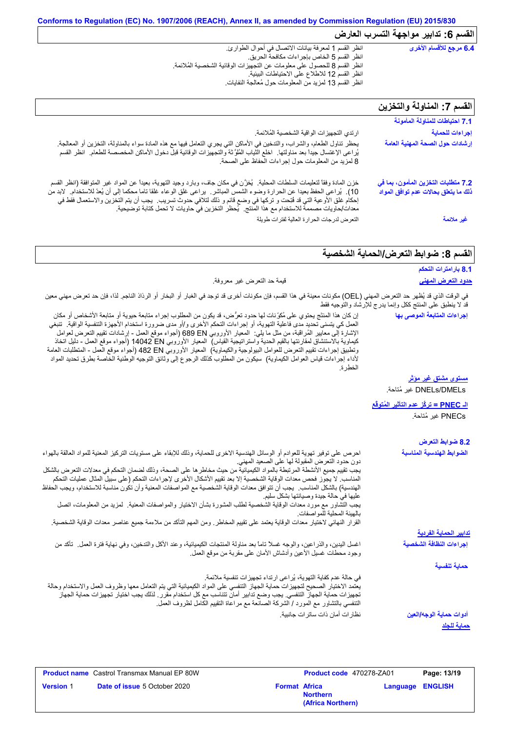## القسم 6: تدابير مواجهة التسرب العارض

**6.4 مرجع للأقسام الأخرى**

انظر القسم 1 لمعرفة بيانات الاتصال في أحوال الطوارئ.
انظر القسم 5 الخاص بإجراءات مكافحة الحريق.
انظر القسم 8 للحصول على معلومات عن التجهيزات الوقائية الشخصية المُلائمة.
انظر القسم 12 للاطلاع على الاحتياطات البيئية.
انظر القسم 13 لمزيد من المعلومات حول مُعالجة النفايات.

## القسم 7: المناولة والتخزين

### 7.1 احتياطات للمناولة المأمونة

**إجراءات للحماية**

ارتدي التجهيزات الواقية الشخصية المُلائمة.

**إرشادات حول الصحة المهنية العامة**

يحظر تناول الطعام، والشراب، والتدخين في الأماكن التي يجري التعامل فيها مع هذه المادة سواء بالمناولة، التخزين أو المعالجة. يُراعى الإغتسال جيداً بعد مناولتها. اخلع الثِّياب المُلوَّثة والتجهيزات الوقائية قبل دخول الأماكن المخصصة للطعام. انظر القسم 8 لمزيد من المعلومات حول إجراءات الحفاظ على الصحة.

### 7.2 متطلبات التخزين المأمون، بما في ذلك ما يتعلق بحالات عدم توافق المواد

خزن المادة وفقاً لتعليمات السلطات المحلية. يُخزَّن في مكان جاف، وبارد وجيد التهوية، بعيداً عن المواد غير المتوافقة (انظر القسم 10). يُراعى الحفظ بعيدا عن الحرارة وضوء الشمس المباشر. يراعى غلق الوعاء غلقا تاما محكما إلى أن يُعدّ للاستخدام. لابد من إحكام غلق الأوعية التي قد فُتِحت و تركها في وضع قائم و ذلك لتلافي حدوث تسريب. يجب أن يتم التخزين والاستعمال فقط في معدات/حاويات مصممة للاستخدام مع هذا المنتج. يُحظر التخزين في حاويات لا تحمل كتابة توضيحية.

**غير ملائمة**

التعرض لدرجات الحرارة العالية لفترات طويلة

## القسم 8: ضوابط التعرض/الحماية الشخصية

### 8.1 بارامترات التحكم

**حدود التعرض المهني**

قيمة حد التعرض غير معروفة.

في الوقت الذي قد يُظهر حد التعرض المهني (OEL) مكونات معينة في هذا القسم، فإن مكونات أخرى قد توجد في الغبار أو البخار أو الرذاذ الناجم. لذا، فإن حد تعرض مهني معين قد لا ينطبق على المنتج ككل وإنما يدرج للإرشاد والتوجيه فقط

**إجراءات المتابعة الموصى بها**

إن كان هذا المنتج يحتوي على مُكوّنات لها حدود تعرُض، قد يكون من المطلوب إجراء متابعة حيوية أو متابعة الأشخاص أو مكان العمل كي يتسنى تحديد مدى فاعلية التهوية، أو إجراءات التحكم الأخرى و/أو مدى ضرورة استخدام الأجهزة التنفسية الواقية. تنبغي الإشارة إلى معايير المُراقبة، من مثل ما يلي: المعيار الأوروبي EN 689 (أجواء موقع العمل - إرشادات تقييم التعرض لعوامل كيماوية بالاستنشاق لمقارنتها بالقيم الحدية واستراتيجية القياس) المعيار الأوروبي EN 14042 (أجواء موقع العمل - دليل اتخاذ وتطبيق إجراءات تقييم التعرض للعوامل البيولوجية والكيماوية) المعيار الأوروبي EN 482 (أجواء موقع العمل - المتطلبات العامة لأداء إجراءات قياس العوامل الكيماوية) سيكون من المطلوب كذلك الرجوع إلى وثائق التوجيه الوطنية الخاصة بطرق تحديد المواد الخطرة.

**مستوى مشتق غير مؤثر**

DNELs/DMELs غير مُتاحة.

**الـ PNEC = تركّز عدم التأثير المُتوقّع**

PNECs غير مُتاحة.

### 8.2 ضوابط التعرض

**الضوابط الهندسية المناسبة**

احرص على توفير تهوية للعوادم أو الوسائل الهندسية الاخرى للحماية، وذلك للابقاء على مستويات التركيز المعنية للمواد العالقة بالهواء دون حدود التعرض المقبولة لها على الصعيد المهني.
يجب تقييم جميع الأنشطة المرتبطة بالمواد الكيميائية من حيث مخاطرها على الصحة، وذلك لضمان التحكم في معدلات التعرض بالشكل المناسب. لا يجوز فحص معدات الوقاية الشخصية إلا بعد تقييم الأشكال الأخرى لإجراءات التحكم (على سبيل المثال عمليات التحكم الهندسية) بالشكل المناسب. يجب أن تتوافق معدات الوقاية الشخصية مع المواصفات المعنية وأن تكون مناسبة للاستخدام، ويجب الحفاظ عليها في حالة جيدة وصيانتها بشكل سليم.
يجب التشاور مع مورد معدات الوقاية الشخصية لطلب المشورة بشأن الاختيار والمواصفات المعنية. لمزيد من المعلومات، اتصل بالهيئة المحلية للمواصفات.
القرار النهائي لاختيار معدات الوقاية يعتمد على تقييم المخاطر. ومن المهم التأكد من ملاءمة جميع عناصر معدات الوقاية الشخصية.

**تدابير الحماية الفردية**

**إجراءات النظافة الشخصية**

اغسل اليدين، والذراعين، والوجه غسلاً تاماً بعد مناولة المنتجات الكيميائية، وعند الأكل والتدخين، وفي نهاية فترة العمل. تأكد من وجود محطات غسيل الأعين وأدشاش الأمان على مقربة من موقع العمل.

**حماية تنفسية**

في حالة عدم كفاية التهوية، يُراعى ارتداء تجهيزات تنفسية ملائمة.
يعتمد الاختيار الصحيح لتجهيزات حماية الجهاز التنفسي على المواد الكيميائية التي يتم التعامل معها وظروف العمل والاستخدام وحالة تجهيزات حماية الجهاز التنفسي. يجب وضع تدابير أمان تتناسب مع كل استخدام مقرر. لذلك يجب اختيار تجهيزات حماية الجهاز التنفسي بالتشاور مع المورد / الشركة الصانعة مع مراعاة التقييم الكامل لظروف العمل.

**أدوات حماية الوجه/العين**

نظارات أمان ذات ساترات جانبية.

**حماية للجلد**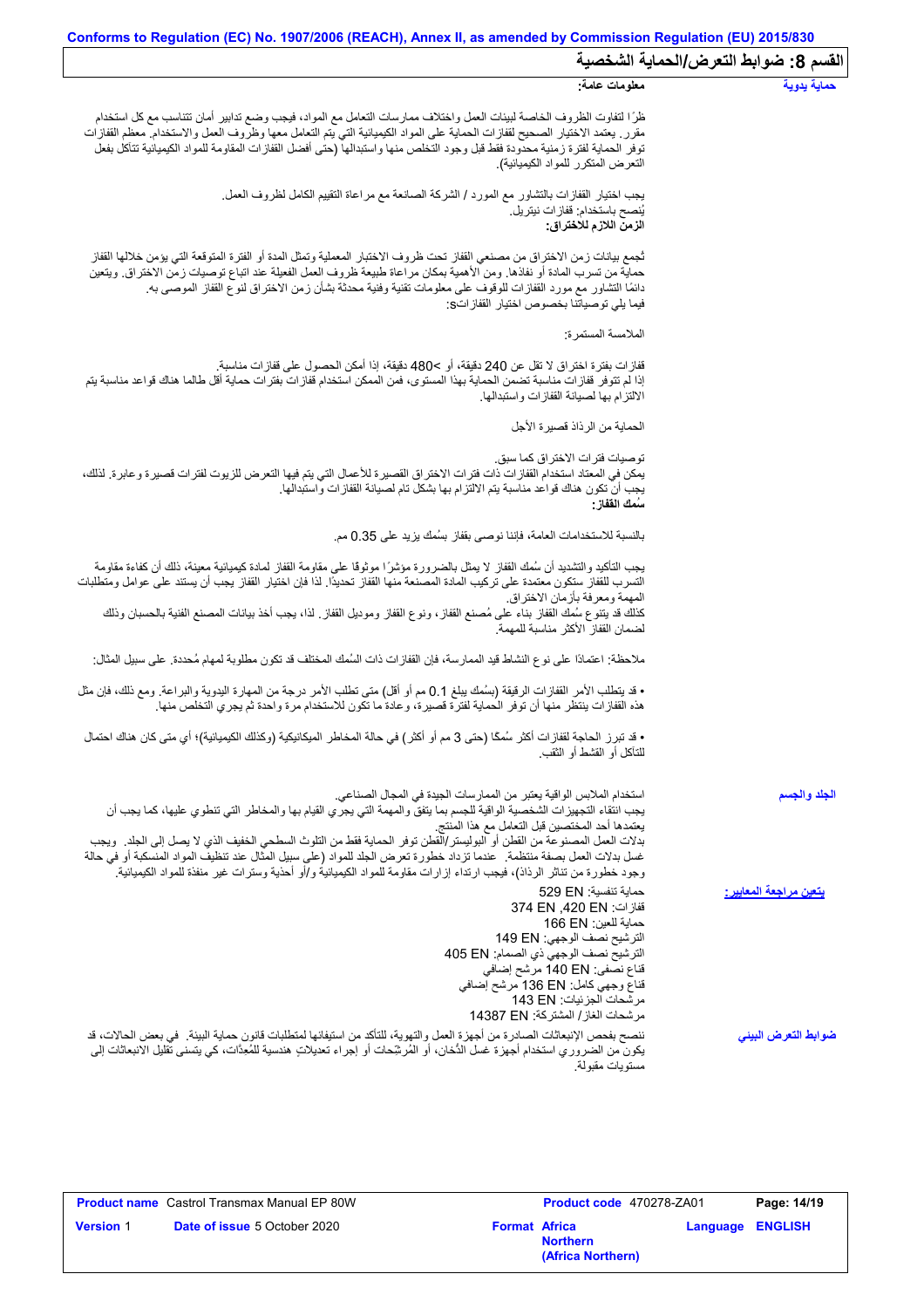## القسم 8: ضوابط التعرض/الحماية الشخصية

**حماية يدوية**

**معلومات عامة:**

ظرًا لتفاوت الظروف الخاصة لبيئات العمل واختلاف ممارسات التعامل مع المواد، فيجب وضع تدابير أمان تتناسب مع كل استخدام مقرر. يعتمد الاختيار الصحيح لقفازات الحماية على المواد الكيميائية التي يتم التعامل معها وظروف العمل والاستخدام. معظم القفازات توفر الحماية لفترة زمنية محدودة فقط قبل وجود التخلص منها واستبدالها (حتى أفضل القفازات المقاومة للمواد الكيميائية تتآكل بفعل التعرض المتكرر للمواد الكيميائية).

يجب اختيار القفازات بالتشاور مع المورد / الشركة الصانعة مع مراعاة التقييم الكامل لظروف العمل.
يُنصح باستخدام: قفازات نيتريل.
**الزمن اللازم للاختراق:**

تُجمع بيانات زمن الاختراق من مصنعي القفاز تحت ظروف الاختبار المعملية وتمثل المدة أو الفترة المتوقعة التي يؤمن خلالها القفاز حماية من تسرب المادة أو نفاذها. ومن الأهمية بمكان مراعاة طبيعة ظروف العمل الفعلية عند اتباع توصيات زمن الاختراق. ويتعين دائمًا التشاور مع مورد القفازات للوقوف على معلومات تقنية وفنية محدثة بشأن زمن الاختراق لنوع القفاز الموصى به.
فيما يلي توصياتنا بخصوص اختيار القفازاتs:

الملامسة المستمرة:

قفازات بفترة اختراق لا تقل عن 240 دقيقة، أو >480 دقيقة، إذا أمكن الحصول على قفازات مناسبة.
إذا لم تتوفر قفازات مناسبة تضمن الحماية بهذا المستوى، فمن الممكن استخدام قفازات بفترات حماية أقل طالما هناك قواعد مناسبة يتم الالتزام بها لصيانة القفازات واستبدالها.

الحماية من الرذاذ قصيرة الأجل

توصيات فترات الاختراق كما سبق.
يمكن في المعتاد استخدام القفازات ذات فترات الاختراق القصيرة للأعمال التي يتم فيها التعرض للزيوت لفترات قصيرة وعابرة. لذلك، يجب أن تكون هناك قواعد مناسبة يتم الالتزام بها بشكل تام لصيانة القفازات واستبدالها.
**سُمك القفاز:**

بالنسبة للاستخدامات العامة، فإننا نوصى بقفاز بسُمك يزيد على 0.35 مم.

يجب التأكيد والتشديد أن سُمك القفاز لا يمثل بالضرورة مؤشرًا موثوقًا على مقاومة القفاز لمادة كيميائية معينة، ذلك أن كفاءة مقاومة التسرب للقفاز ستكون معتمدة على تركيب المادة المصنعة منها القفاز تحديدًا. لذا فإن اختيار القفاز يجب أن يستند على عوامل ومتطلبات المهمة ومعرفة بأزمان الاختراق.
كذلك قد يتنوع سُمك القفاز بناء على مُصنع القفاز، ونوع القفاز وموديل القفاز. لذا، يجب أخذ بيانات المصنع الفنية بالحسبان وذلك لضمان القفاز الأكثر مناسبة للمهمة.

ملاحظة: اعتمادًا على نوع النشاط قيد الممارسة، فإن القفازات ذات السُمك المختلف قد تكون مطلوبة لمهام مُحددة. على سبيل المثال:

• قد يتطلب الأمر القفازات الرقيقة (بسُمك يبلغ 0.1 مم أو أقل) متى تطلب الأمر درجة من المهارة اليدوية والبراعة. ومع ذلك، فإن مثل هذه القفازات ينتظر منها أن توفر الحماية لفترة قصيرة، وعادة ما تكون للاستخدام مرة واحدة ثم يجري التخلص منها.

• قد تبرز الحاجة لقفازات أكثر سُمكًا (حتى 3 مم أو أكثر) في حالة المخاطر الميكانيكية (وكذلك الكيميائية)؛ أي متى كان هناك احتمال للتآكل أو القشط أو الثقب.

**الجلد والجسم**

استخدام الملابس الواقية يعتبر من الممارسات الجيدة في المجال الصناعي.
يجب انتقاء التجهيزات الشخصية الواقية للجسم بما يتفق والمهمة التي يجري القيام بها والمخاطر التي تنطوي عليها، كما يجب أن يعتمدها أحد المختصين قبل التعامل مع هذا المنتج.
بدلات العمل المصنوعة من القطن أو البوليستر/القطن توفر الحماية فقط من التلوث السطحي الخفيف الذي لا يصل إلى الجلد. ويجب غسل بدلات العمل بصفة منتظمة. عندما تزداد خطورة تعرض الجلد للمواد (على سبيل المثال عند تنظيف المواد المنسكبة أو في حالة وجود خطورة من تناثر الرذاذ)، فيجب ارتداء إزارات مقاومة للمواد الكيميائية و/أو أحذية وسترات غير منفذة للمواد الكيميائية.

**يتعين مراجعة المعايير:**

حماية تنفسية: EN 529
قفازات: EN 420, EN 374
حماية للعين: EN 166
الترشيح نصف الوجهي: EN 149
الترشيح نصف الوجهي ذي الصمام: EN 405
قناع نصفي: EN 140 مرشح إضافي
قناع وجهي كامل: EN 136 مرشح إضافي
مرشحات الجزئيات: EN 143
مرشحات الغاز / المشتركة: EN 14387

**ضوابط التعرض البيئي**

ننصح بفحص الإنبعاثات الصادرة من أجهزة العمل والتهوية، للتأكد من استيفائها لمتطلبات قانون حماية البيئة. في بعض الحالات، قد يكون من الضروري استخدام أجهزة غسل الدُخان، أو المُرشِحات أو إجراء تعديلاتٍ هندسية للمُعِدَّات، كي يتسنى تقليل الانبعاثات إلى مستويات مقبولة.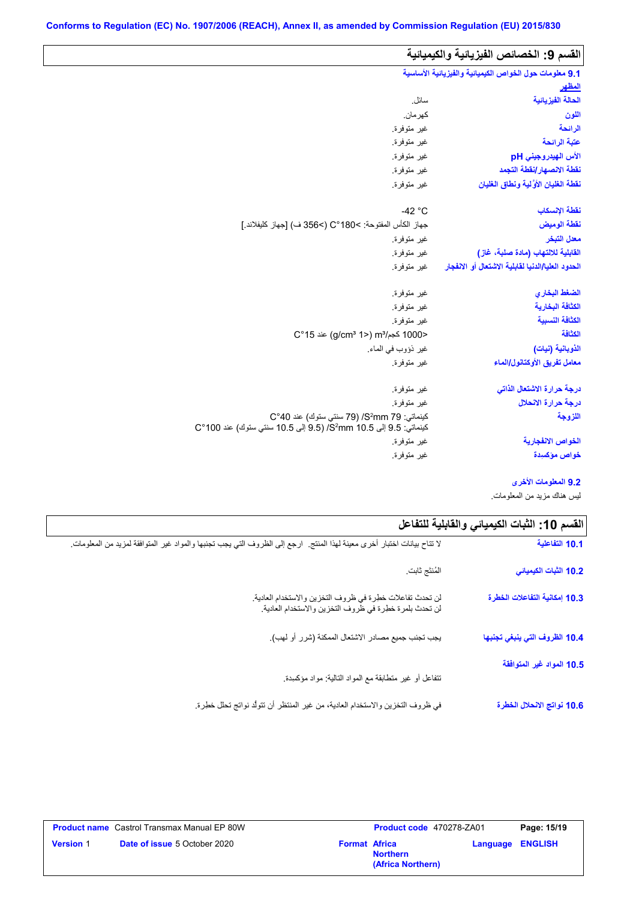## القسم 9: الخصائص الفيزيائية والكيميائية

### 9.1 معلومات حول الخواص الكيميائية والفيزيائية الأساسية

**المظهر**

| | |
|---|---|
| **الحالة الفيزيائية** | سائل. |
| **اللون** | كهرمان. |
| **الرائحة** | غير متوفرة. |
| **عتبة الرائحة** | غير متوفرة. |
| **الأس الهيدروجيني pH** | غير متوفرة. |
| **نقطة الانصهار/نقطة التجمد** | غير متوفرة. |
| **نقطة الغليان الأوّلية ونطاق الغليان** | غير متوفرة. |
| **نقطة الإنسكاب** | -42 °C |
| **نقطة الوميض** | جهاز الكأس المفتوحة: >180°C (>356 ف) [جهاز كليفلاند.] |
| **معدل التبخر** | غير متوفرة. |
| **القابلية للالتهاب (مادة صلبة، غاز)** | غير متوفرة. |
| **الحدود العليا/الدنيا لقابلية الاشتعال أو الانفجار** | غير متوفرة. |
| **الضغط البخاري** | غير متوفرة. |
| **الكثافة البخارية** | غير متوفرة. |
| **الكثافة النسبية** | غير متوفرة. |
| **الكثافة** | <1000 كجم/m³ (<1 g/cm³) عند 15°C |
| **الذوبانية (نيات)** | غير ذؤوب في الماء. |
| **معامل تفريق الأوكتانول/الماء** | غير متوفرة. |
| **درجة حرارة الاشتعال الذاتي** | غير متوفرة. |
| **درجة حرارة الانحلال** | غير متوفرة. |
| **اللزوجة** | كينماتي: 79 mm²/S (79 سنتي ستوك) عند 40°C<br>كينماتي: 9.5 إلى 10.5 mm²/S (9.5 إلى 10.5 سنتي ستوك) عند 100°C |
| **الخواص الانفجارية** | غير متوفرة. |
| **خواص مؤكسدة** | غير متوفرة. |

### 9.2 المعلومات الأخرى

ليس هناك مزيد من المعلومات.

## القسم 10: الثبات الكيميائي والقابلية للتفاعل

| | |
|---|---|
| **10.1 التفاعلية** | لا تتاح بيانات اختبار أخرى معينة لهذا المنتج. ارجع إلى الظروف التي يجب تجنبها والمواد غير المتوافقة لمزيد من المعلومات. |
| **10.2 الثبات الكيميائي** | المُنتَج ثابت. |
| **10.3 إمكانية التفاعلات الخطرة** | لن تحدث تفاعلات خطرة في ظروف التخزين والاستخدام العادية.<br>لن تحدث بلمرة خطرة في ظروف التخزين والاستخدام العادية. |
| **10.4 الظروف التي ينبغي تجنبها** | يجب تجنب جميع مصادر الاشتعال الممكنة (شرر أو لهب). |
| **10.5 المواد غير المتوافقة** | تتفاعل أو غير متطابقة مع المواد التالية: مواد مؤكسدة. |
| **10.6 نواتج الانحلال الخطرة** | في ظروف التخزين والاستخدام العادية، من غير المنتظر أن تتولّد نواتج تحلل خطرة. |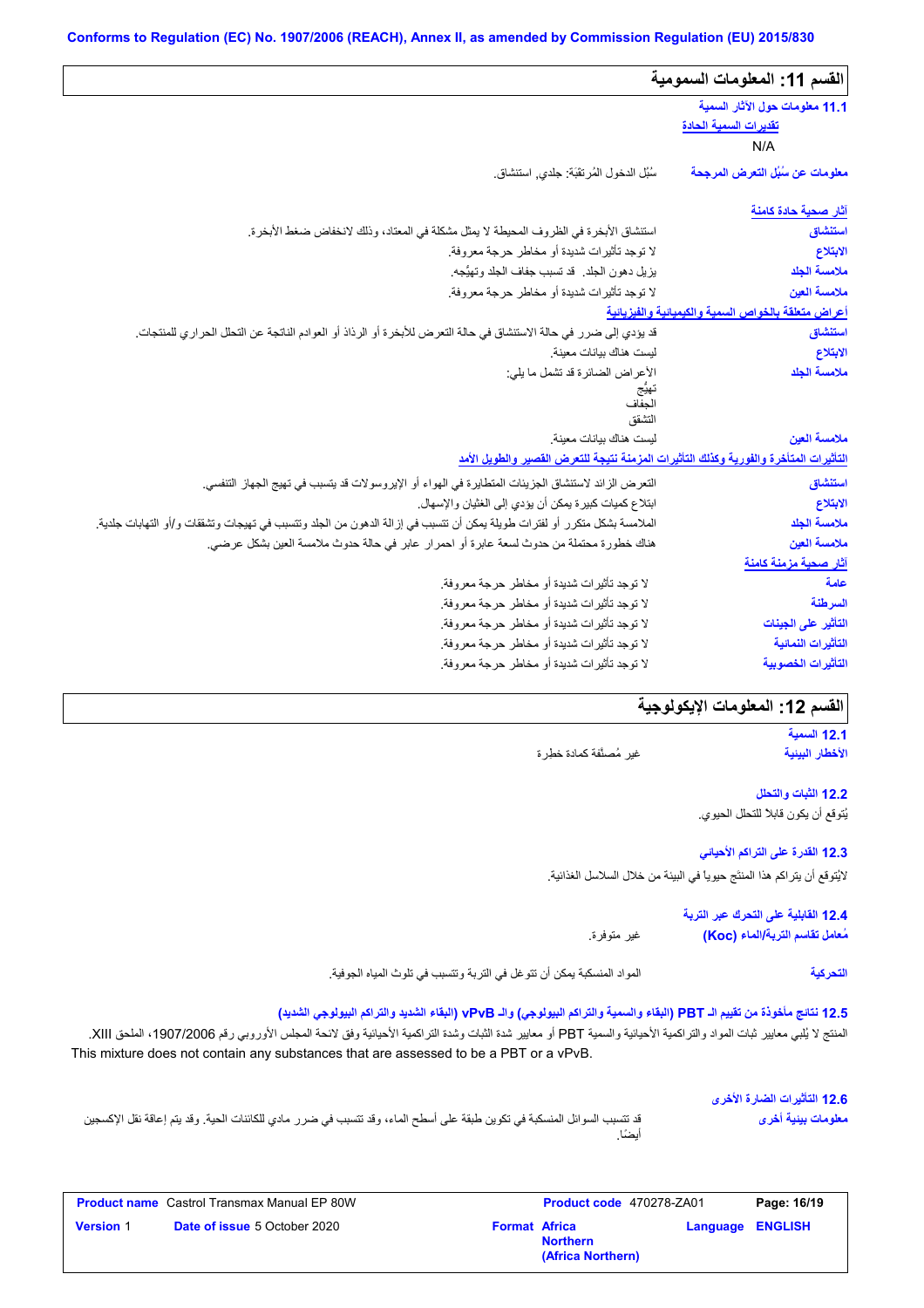## القسم 11: المعلومات السمومية

### 11.1 معلومات حول الآثار السمية

تقديرات السمية الحادة

N/A

**معلومات عن سُبُل التعرض المرجحة** : سُبُل الدخول المُرتقَبَة: جلدي, استنشاق.

**آثار صحية حادة كامنة**

| | |
|---|---|
| **استنشاق** | استنشاق الأبخرة في الظروف المحيطة لا يمثل مشكلة في المعتاد، وذلك لانخفاض ضغط الأبخرة. |
| **الابتلاع** | لا توجد تأثيرات شديدة أو مخاطر حرجة معروفة. |
| **ملامسة الجلد** | يزيل دهون الجلد. قد تسبب جفاف الجلد وتهيُّجه. |
| **ملامسة العين** | لا توجد تأثيرات شديدة أو مخاطر حرجة معروفة. |

**أعراض متعلقة بالخواص السمية والكيميائية والفيزيائية**

| | |
|---|---|
| **استنشاق** | قد يؤدي إلى ضرر في حالة الاستنشاق في حالة التعرض للأبخرة أو الرذاذ أو العوادم الناتجة عن التحلل الحراري للمنتجات. |
| **الابتلاع** | ليست هناك بيانات معينة. |
| **ملامسة الجلد** | الأعراض الضائرة قد تشمل ما يلي:<br>تهيُّج<br>الجفاف<br>التشقق |
| **ملامسة العين** | ليست هناك بيانات معينة. |

**التأثيرات المتأخرة والفورية وكذلك التأثيرات المزمنة نتيجة للتعرض القصير والطويل الأمد**

| | |
|---|---|
| **استنشاق** | التعرض الزائد لاستنشاق الجزيئات المتطايرة في الهواء أو الإيروسولات قد يتسبب في تهيج الجهاز التنفسي. |
| **الابتلاع** | ابتلاع كميات كبيرة يمكن أن يؤدي إلى الغثيان والإسهال. |
| **ملامسة الجلد** | الملامسة بشكل متكرر أو لفترات طويلة يمكن أن تتسبب في إزالة الدهون من الجلد وتتسبب في تهيجات وتشققات و/أو التهابات جلدية. |
| **ملامسة العين** | هناك خطورة محتملة من حدوث لسعة عابرة أو احمرار عابر في حالة حدوث ملامسة العين بشكل عرضي. |

**آثار صحية مزمنة كامنة**

| | |
|---|---|
| **عامة** | لا توجد تأثيرات شديدة أو مخاطر حرجة معروفة. |
| **السرطنة** | لا توجد تأثيرات شديدة أو مخاطر حرجة معروفة. |
| **التأثير على الجينات** | لا توجد تأثيرات شديدة أو مخاطر حرجة معروفة. |
| **التأثيرات النمائية** | لا توجد تأثيرات شديدة أو مخاطر حرجة معروفة. |
| **التأثيرات الخصوبية** | لا توجد تأثيرات شديدة أو مخاطر حرجة معروفة. |

## القسم 12: المعلومات الإيكولوجية

### 12.1 السمية

**الأخطار البيئية** : غير مُصنَّفة كمادة خطِرة

### 12.2 الثبات والتحلل

يُتوقع أن يكون قابلا للتحلل الحيوي.

### 12.3 القدرة على التراكم الأحيائي

لايُتوقع أن يتراكم هذا المنتَج حيويا في البيئة من خلال السلاسل الغذائية.

### 12.4 القابلية على التحرك عبر التربة

**مُعامل تقاسم التربة/الماء (Koc)** : غير متوفرة.

**التحركية** : المواد المنسكبة يمكن أن تتوغل في التربة وتتسبب في تلوث المياه الجوفية.

### 12.5 نتائج مأخوذة من تقييم الـ PBT (البقاء والسمية والتراكم البيولوجي) والـ vPvB (البقاء الشديد والتراكم البيولوجي الشديد)

المنتج لا يُلبي معايير ثبات المواد والتراكمية الأحيائية والسمية PBT أو معايير شدة الثبات وشدة التراكمية الأحيائية وفق لائحة المجلس الأوروبي رقم 1907/2006، الملحق XIII.
This mixture does not contain any substances that are assessed to be a PBT or a vPvB.

### 12.6 التأثيرات الضارة الأخرى

**معلومات بيئية أخرى** : قد تتسبب السوائل المنسكبة في تكوين طبقة على أسطح الماء، وقد تتسبب في ضرر مادي للكائنات الحية. وقد يتم إعاقة نقل الإكسجين أيضًا.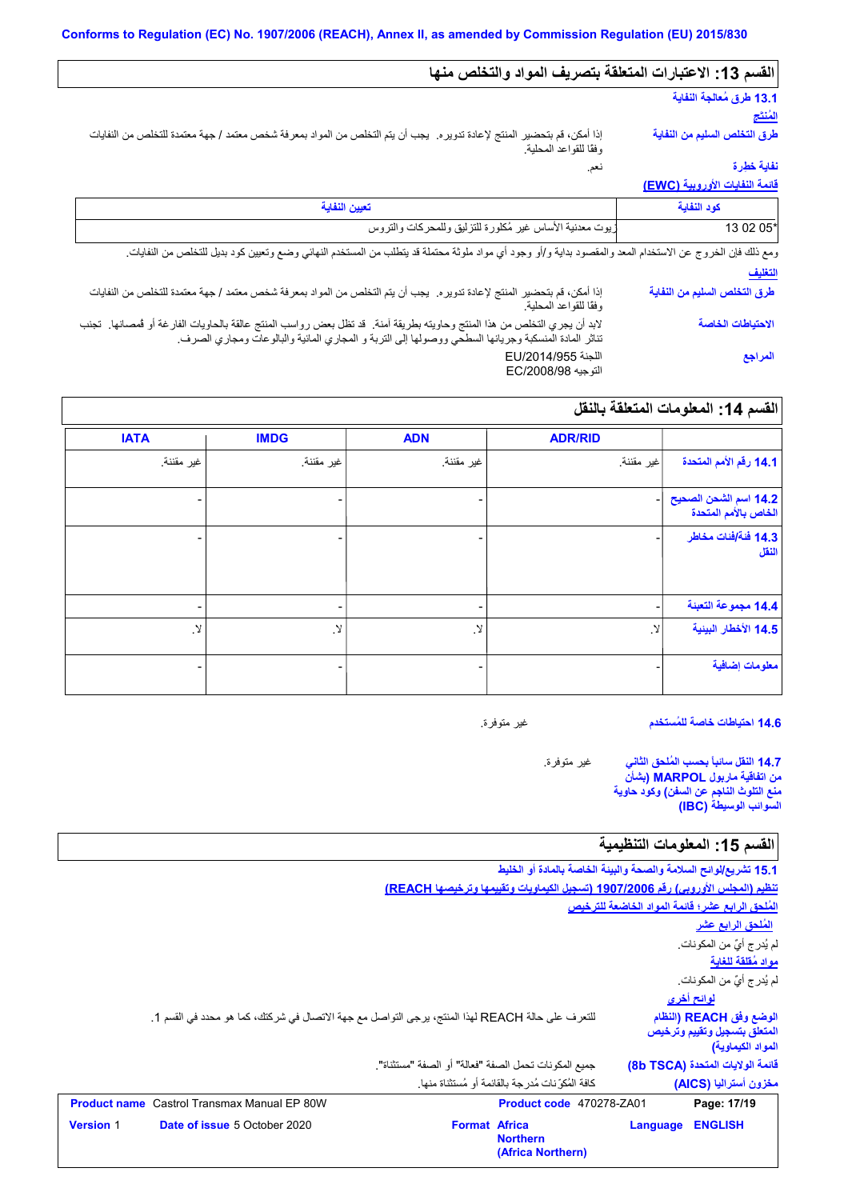Conforms to Regulation (EC) No. 1907/2006 (REACH), Annex II, as amended by Commission Regulation (EU) 2015/830

## القسم 13: الاعتبارات المتعلقة بتصريف المواد والتخلص منها

### 13.1 طرق مُعالجة النفاية

**المُنتَج**

**طرق التخلص السليم من النفاية**: إذا أمكن، قم بتحضير المنتج لإعادة تدويره. يجب أن يتم التخلص من المواد بمعرفة شخص معتمد / جهة معتمدة للتخلص من النفايات وفقا للقواعد المحلية.

**نفاية خطرة**: نعم.

**قائمة النفايات الأوروبية (EWC)**

| كود النفاية | تعيين النفاية |
|---|---|
| 13 02 05* | زيوت معدنية الأساس غير مُكلورة للتزليق وللمحركات والتروس |

ومع ذلك فإن الخروج عن الاستخدام المعد والمقصود بداية و/أو وجود أي مواد ملوثة محتملة قد يتطلب من المستخدم النهائي وضع وتعيين كود بديل للتخلص من النفايات.

**التغليف**

**طرق التخلص السليم من النفاية**: إذا أمكن، قم بتحضير المنتج لإعادة تدويره. يجب أن يتم التخلص من المواد بمعرفة شخص معتمد / جهة معتمدة للتخلص من النفايات وفقا للقواعد المحلية.

**الاحتياطات الخاصة**: لابد أن يجري التخلص من هذا المنتج وحاويته بطريقة آمنة. قد تظل بعض رواسب المنتج عالقة بالحاويات الفارغة أو قُمصانها. تجنب تناثر المادة المنسكبة وجريانها السطحي ووصولها إلى التربة و المجاري المائية والبالوعات ومجاري الصرف.

**المراجع**: اللجنة EU/2014/955
التوجيه EC/2008/98

## القسم 14: المعلومات المتعلقة بالنقل

| | ADR/RID | ADN | IMDG | IATA |
|---|---|---|---|---|
| 14.1 رقم الأمم المتحدة | غير مقننة. | غير مقننة. | غير مقننة. | غير مقننة. |
| 14.2 اسم الشحن الصحيح الخاص بالأمم المتحدة | - | - | - | - |
| 14.3 فئة/فئات مخاطر النقل | - | - | - | - |
| 14.4 مجموعة التعبئة | - | - | - | - |
| 14.5 الأخطار البيئية | لا. | لا. | لا. | لا. |
| معلومات إضافية | - | - | - | - |

**14.6 احتياطات خاصة للمُستخدم**: غير متوفرة.

**14.7 النقل سائباً بحسب المُلحق الثاني من اتفاقية ماربول MARPOL (بشأن منع التلوث الناجم عن السفن) وكود حاوية السوائب الوسيطة (IBC)**: غير متوفرة.

## القسم 15: المعلومات التنظيمية

### 15.1 تشريع/لوائح السلامة والصحة والبيئة الخاصة بالمادة أو الخليط

**تنظيم (المجلس الأوروبي) رقم 1907/2006 (تسجيل الكيماويات وتقييمها وترخيصها REACH)**

**المُلحق الرابع عشر؛ قائمة المواد الخاضعة للترخيص**

**المُلحق الرابع عشر**

لم يُدرج أيٌ من المكونات.

**مواد مُقلقة للغاية**

لم يُدرج أيٌ من المكونات.

**لوائح أخرى**

**الوضع وفق REACH (النظام المتعلق بتسجيل وتقييم وترخيص المواد الكيماوية)**: للتعرف على حالة REACH لهذا المنتج، يرجى التواصل مع جهة الاتصال في شركتك، كما هو محدد في القسم 1.

**قائمة الولايات المتحدة (8b TSCA)**: جميع المكونات تحمل الصفة "فعالة" أو الصفة "مستثناة".

**مخزون أستراليا (AICS)**: كافة المُكوّنات مُدرجة بالقائمة أو مُستثناة منها.

| | | | |
|---|---|---|---|
| **Product name** Castrol Transmax Manual EP 80W | | **Product code** 470278-ZA01 | |
| **Version** 1 | **Date of issue** 5 October 2020 | **Format** Africa Northern (Africa Northern) | **Language** ENGLISH |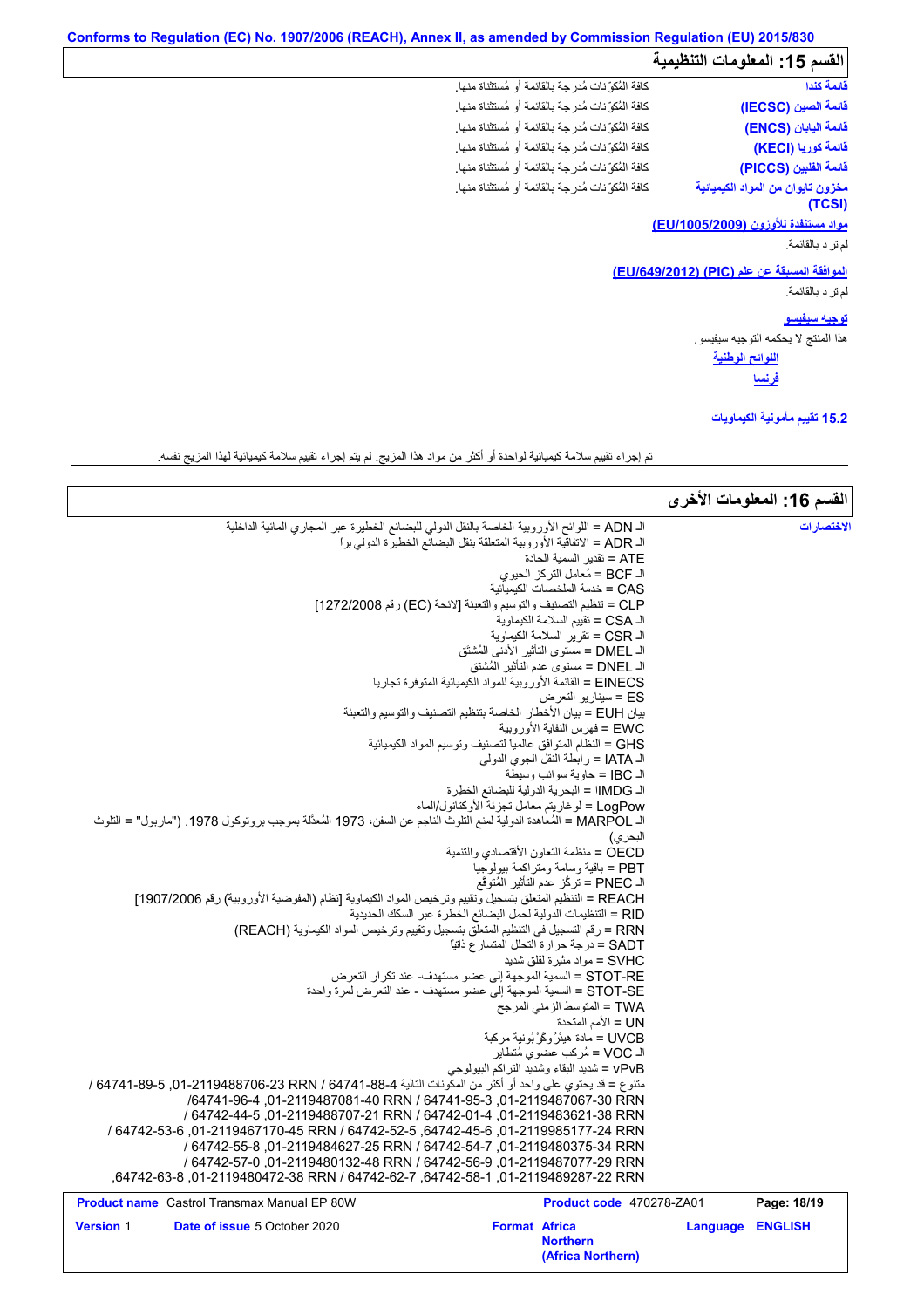## القسم 15: المعلومات التنظيمية

| | |
|---|---|
| قائمة كندا | كافة المُكوّنات مُدرجة بالقائمة أو مُستثناة منها. |
| قائمة الصين (IECSC) | كافة المُكوّنات مُدرجة بالقائمة أو مُستثناة منها. |
| قائمة اليابان (ENCS) | كافة المُكوّنات مُدرجة بالقائمة أو مُستثناة منها. |
| قائمة كوريا (KECI) | كافة المُكوّنات مُدرجة بالقائمة أو مُستثناة منها. |
| قائمة الفلبين (PICCS) | كافة المُكوّنات مُدرجة بالقائمة أو مُستثناة منها. |
| مخزون تايوان من المواد الكيميائية (TCSI) | كافة المُكوّنات مُدرجة بالقائمة أو مُستثناة منها. |

**مواد مستنفدة للأوزون (EU/1005/2009)**

لم تر د بالقائمة.

**الموافقة المسبقة عن علم (PIC) (EU/649/2012)**

لم تر د بالقائمة.

**توجيه سيفيسو**

هذا المنتج لا يحكمه التوجيه سيفيسو.

**اللوائح الوطنية**

**فرنسا**

**15.2 تقييم مأمونية الكيماويات**

تم إجراء تقييم سلامة كيميائية لواحدة أو أكثر من مواد هذا المزيج. لم يتم إجراء تقييم سلامة كيميائية لهذا المزيج نفسه.

## القسم 16: المعلومات الأخرى

**الاختصارات**

الـ ADN = اللوائح الأوروبية الخاصة بالنقل الدولي للبضائع الخطيرة عبر المجاري المائية الداخلية
الـ ADR = الاتفاقية الأوروبية المتعلقة بنقل البضائع الخطيرة الدولي براً
ATE = تقدير السمية الحادة
الـ BCF = مُعامل التركز الحيوي
CAS = خدمة الملخصات الكيميائية
CLP = تنظيم التصنيف والتوسيم والتعبئة [لائحة (EC) رقم 1272/2008]
الـ CSA = تقييم السلامة الكيماوية
الـ CSR = تقرير السلامة الكيماوية
الـ DMEL = مستوى التأثير الأدنى المُشتق
الـ DNEL = مستوى عدم التأثير المُشتق
EINECS = القائمة الأوروبية للمواد الكيميائية المتوفرة تجاريا
ES = سيناريو التعرض
بيان EUH = بيان الأخطار الخاصة بتنظيم التصنيف والتوسيم والتعبئة
EWC = فهرس النفاية الأوروبية
GHS = النظام المتوافق عالمياً لتصنيف وتوسيم المواد الكيميائية
الـ IATA = رابطة النقل الجوي الدولي
الـ IBC = حاوية سوائب وسيطة
الـ IMDG = البحرية الدولية للبضائع الخطرة
LogPow = لوغاريتم معامل تجزئة الأوكتانول/الماء
الـ MARPOL = المُعاهدة الدولية لمنع التلوث الناجم عن السفن، 1973 المُعدّلة بموجب بروتوكول 1978. ("ماربول" = التلوث البحري)
OECD = منظمة التعاون الأقتصادي والتنمية
PBT = باقية وسامة ومتراكمة بيولوجيا
الـ PNEC = تركّز عدم التأثير المُتوقّع
REACH = التنظيم المتعلق بتسجيل وتقييم وترخيص المواد الكيماوية [نظام (المفوضية الأوروبية) رقم 1907/2006]
RID = التنظيمات الدولية لحمل البضائع الخطرة عبر السكك الحديدية
RRN = رقم التسجيل في التنظيم المتعلق بتسجيل وتقييم وترخيص المواد الكيماوية (REACH)
SADT = درجة حرارة التحلل المتسارع ذاتيّاً
SVHC = مواد مثيرة لقلق شديد
STOT-RE = السمية الموجهة إلى عضو مستهدف- عند تكرار التعرض
STOT-SE = السمية الموجهة إلى عضو مستهدف - عند التعرض لمرة واحدة
TWA = المتوسط الزمني المرجح
UN = الأمم المتحدة
UVCB = مادة هيئرُوكرْبُونية مركبة
الـ VOC = مُركب عضوي مُتطاير
vPvB = شديد البقاء وشديد التراكم البيولوجي
متنوع = قد يحتوي على واحد أو أكثر من المكونات التالية 64741-88-4 RRN 01-2119488706-23, 64741-89-5 / RRN 01-2119487067-30, 64741-95-3 / RRN 01-2119487081-40, 64741-96-4/ RRN 01-2119488707-21, 64742-44-5 / RRN 01-2119483621-38, 64742-01-4 / RRN 01-2119985177-24, 64742-45-6 / RRN 01-2119467170-45, 64742-52-5 / RRN 01-2119484627-25, 64742-53-6 / RRN 01-2119480375-34, 64742-54-7 / RRN 01-2119480132-48, 64742-55-8 / RRN 01-2119487077-29, 64742-56-9 / RRN 01-2119489287-22, 64742-57-0 / RRN 01-2119480472-38, 64742-58-1, 64742-62-7 / 64742-63-8,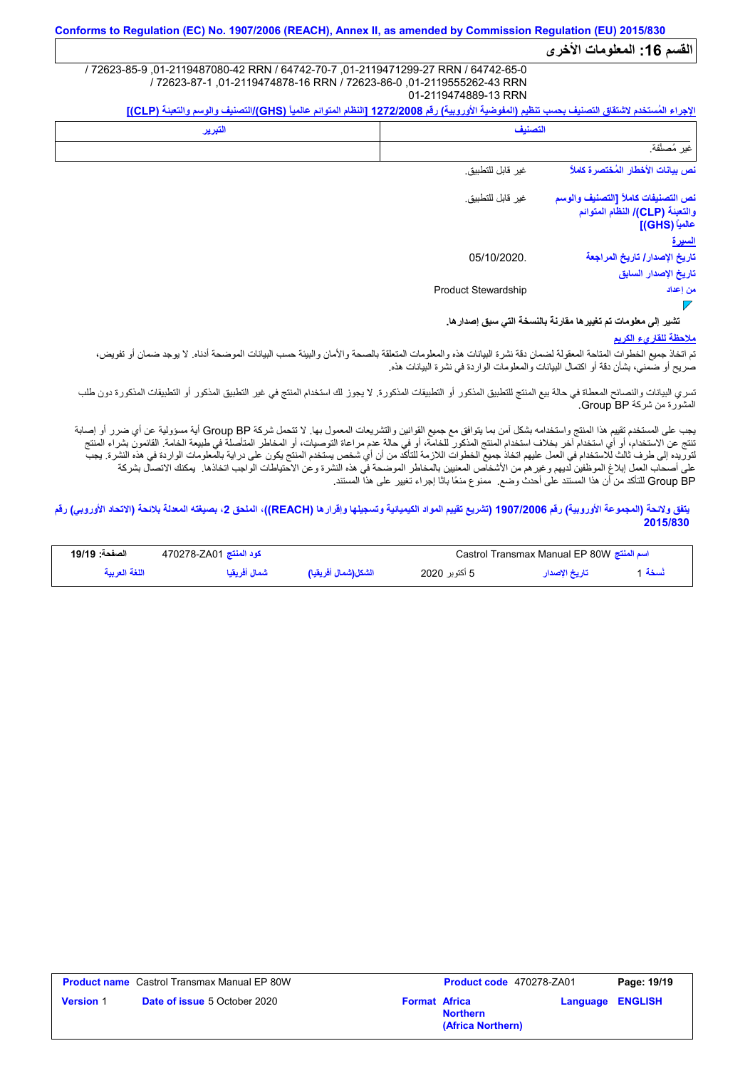## القسم 16: المعلومات الأخرى

/ 72623-85-9 ,01-2119487080-42 RRN / 64742-70-7 ,01-2119471299-27 RRN / 64742-65-0
/ 72623-87-1 ,01-2119474878-16 RRN / 72623-86-0 ,01-2119555262-43 RRN
01-2119474889-13 RRN

**الإجراء المُستخدم لاشتقاق التصنيف بحسب تنظيم (المفوضية الأوروبية) رقم 1272/2008 [النظام المتوائم عالمياً (GHS)/التصنيف والوسم والتعبئة (CLP)]**

| التصنيف | التبرير |
| --- | --- |
| غير مُصنَّفة. | |

**نص بيانات الأخطار المُختصرة كاملاً**: غير قابل للتطبيق.

**نص التصنيفات كاملاً [التصنيف والوسم والتعبئة (CLP)/ النظام المتوائم عالمياً (GHS)]**: غير قابل للتطبيق.

**السيرة**

**تاريخ الإصدار/ تاريخ المراجعة**: 05/10/2020.

**تاريخ الإصدار السابق**

**من إعداد**: Product Stewardship

**تشير إلى معلومات تم تغييرها مقارنة بالنسخة التي سبق إصدارها.**

**ملاحظة للقارىء الكريم**

تم اتخاذ جميع الخطوات المتاحة المعقولة لضمان دقة نشرة البيانات هذه والمعلومات المتعلقة بالصحة والأمان والبيئة حسب البيانات الموضحة أدناه. لا يوجد ضمان أو تفويض، صريح أو ضمني، بشأن دقة أو اكتمال البيانات والمعلومات الواردة في نشرة البيانات هذه.

تسري البيانات والنصائح المعطاة في حالة بيع المنتج للتطبيق المذكور أو التطبيقات المذكورة. لا يجوز لك استخدام المنتج في غير التطبيق المذكور أو التطبيقات المذكورة دون طلب المشورة من شركة Group BP.

يجب على المستخدم تقييم هذا المنتج واستخدامه بشكل آمن بما يتوافق مع جميع القوانين والتشريعات المعمول بها. لا تتحمل شركة Group BP أية مسؤولية عن أي ضرر أو إصابة تنتج عن الاستخدام، أو أي استخدام آخر بخلاف استخدام المنتج المذكور للخامة، أو في حالة عدم مراعاة التوصيات، أو المخاطر المتأصلة في طبيعة الخامة. القائمون بشراء المنتج لتوريده إلى طرف ثالث للاستخدام في العمل عليهم اتخاذ جميع الخطوات اللازمة للتأكد من أن أي شخص يستخدم المنتج يكون على دراية بالمعلومات الواردة في هذه النشرة. يجب على أصحاب العمل إبلاغ الموظفين لديهم وغيرهم من الأشخاص المعنيين بالمخاطر الموضحة في هذه النشرة وعن الاحتياطات الواجب اتخاذها. يمكنك الاتصال بشركة Group BP للتأكد من أن هذا المستند على أحدث وضع. ممنوع منعًا باتًا إجراء تغيير على هذا المستند.

يتفق ولائحة (المجموعة الأوروبية) رقم 1907/2006 (تشريع تقييم المواد الكيميائية وتسجيلها وإقرارها (REACH))، الملحق 2، بصيغته المعدلة بلائحة (الاتحاد الأوروبي) رقم 2015/830

| | | | |
| --- | --- | --- | --- |
| اسم المنتج Castrol Transmax Manual EP 80W | | كود المنتج 470278-ZA01 | الصفحة: 19/19 |
| نُسخة 1 | تاريخ الإصدار 5 أكتوبر 2020 | الشكل(شمال أفريقيا) شمال أفريقيا | اللغة العربية |